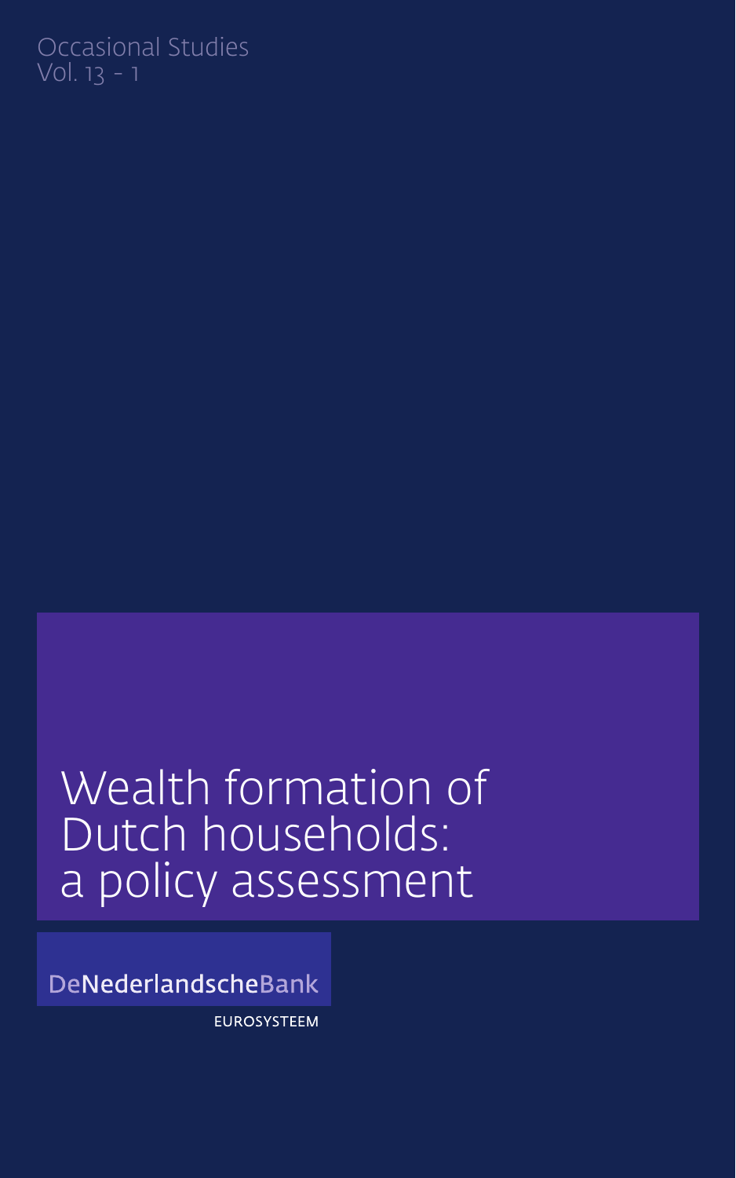Occasional Studies
Vol. 13 - 1

# Wealth formation of Dutch households: a policy assessment

DeNederlandscheBank

EUROSYSTEEM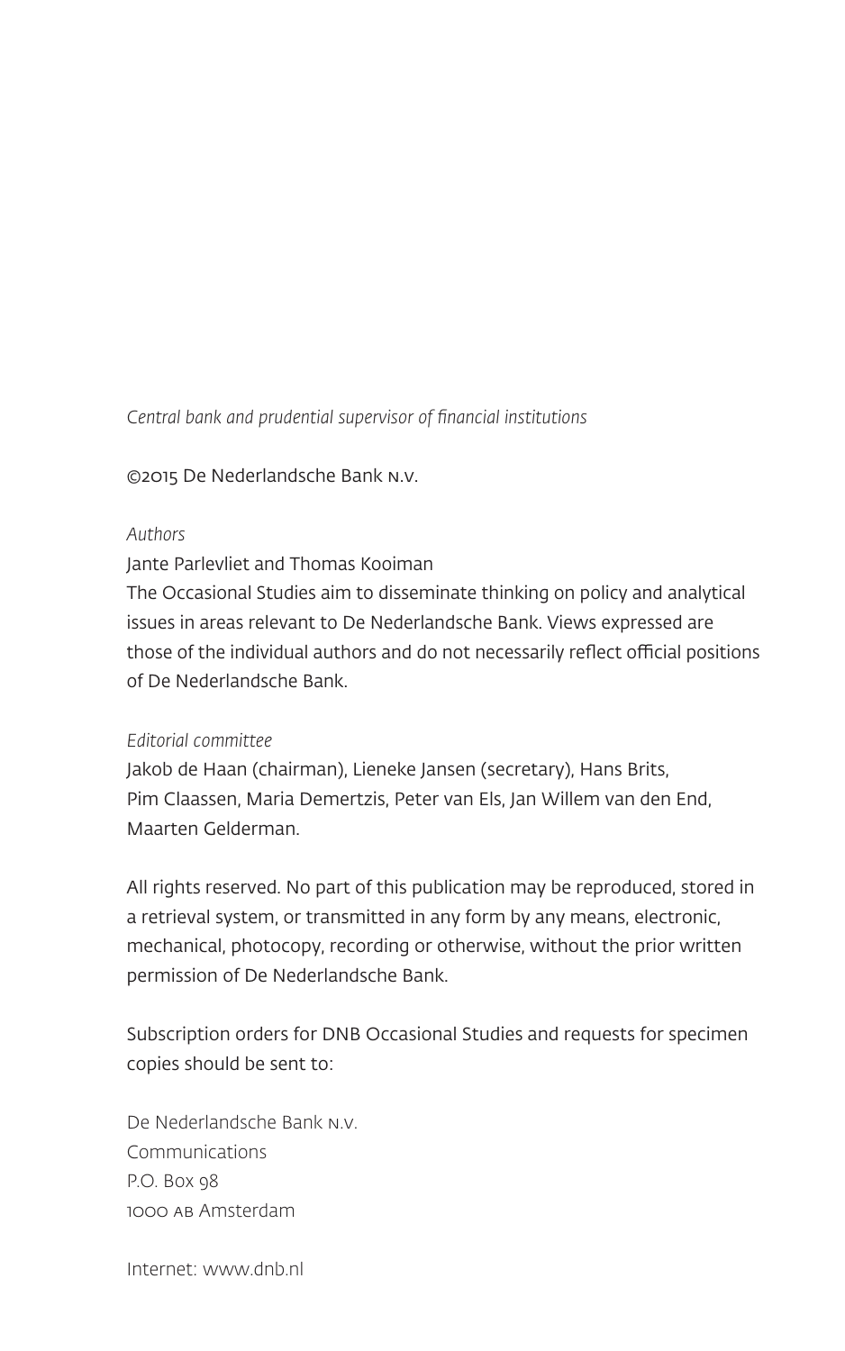*Central bank and prudential supervisor of financial institutions*

©2015 De Nederlandsche Bank n.v.

*Authors*

Jante Parlevliet and Thomas Kooiman

The Occasional Studies aim to disseminate thinking on policy and analytical issues in areas relevant to De Nederlandsche Bank. Views expressed are those of the individual authors and do not necessarily reflect official positions of De Nederlandsche Bank.

*Editorial committee*

Jakob de Haan (chairman), Lieneke Jansen (secretary), Hans Brits, Pim Claassen, Maria Demertzis, Peter van Els, Jan Willem van den End, Maarten Gelderman.

All rights reserved. No part of this publication may be reproduced, stored in a retrieval system, or transmitted in any form by any means, electronic, mechanical, photocopy, recording or otherwise, without the prior written permission of De Nederlandsche Bank.

Subscription orders for DNB Occasional Studies and requests for specimen copies should be sent to:

De Nederlandsche Bank n.v.
Communications
P.O. Box 98
1000 ab Amsterdam

Internet: www.dnb.nl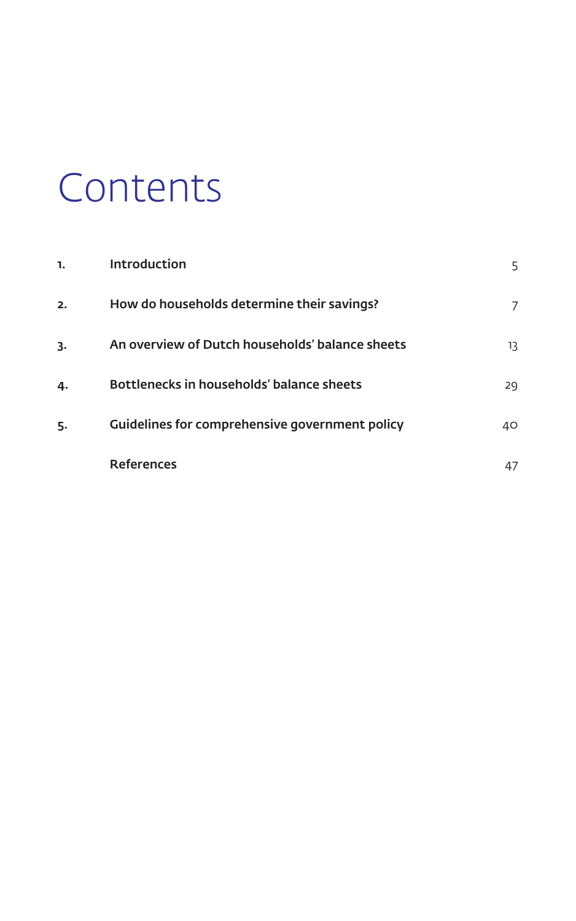# Contents

| | | |
|---|---|---|
| **1.** | **Introduction** | 5 |
| **2.** | **How do households determine their savings?** | 7 |
| **3.** | **An overview of Dutch households' balance sheets** | 13 |
| **4.** | **Bottlenecks in households' balance sheets** | 29 |
| **5.** | **Guidelines for comprehensive government policy** | 40 |
| | **References** | 47 |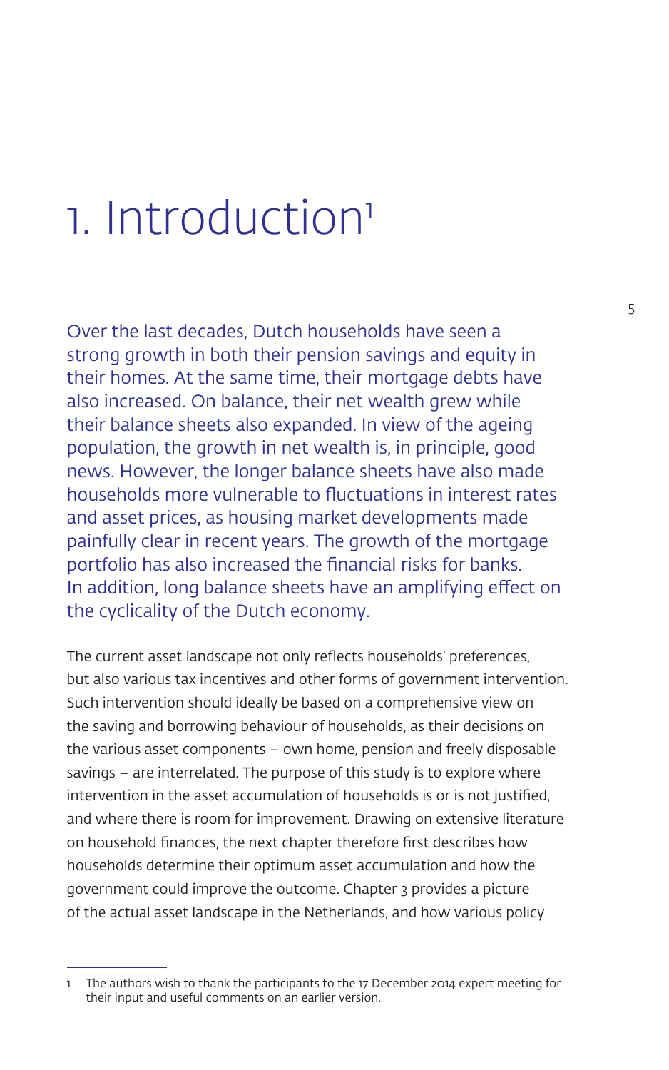# 1. Introduction[1]

Over the last decades, Dutch households have seen a strong growth in both their pension savings and equity in their homes. At the same time, their mortgage debts have also increased. On balance, their net wealth grew while their balance sheets also expanded. In view of the ageing population, the growth in net wealth is, in principle, good news. However, the longer balance sheets have also made households more vulnerable to fluctuations in interest rates and asset prices, as housing market developments made painfully clear in recent years. The growth of the mortgage portfolio has also increased the financial risks for banks. In addition, long balance sheets have an amplifying effect on the cyclicality of the Dutch economy.

The current asset landscape not only reflects households' preferences, but also various tax incentives and other forms of government intervention. Such intervention should ideally be based on a comprehensive view on the saving and borrowing behaviour of households, as their decisions on the various asset components – own home, pension and freely disposable savings – are interrelated. The purpose of this study is to explore where intervention in the asset accumulation of households is or is not justified, and where there is room for improvement. Drawing on extensive literature on household finances, the next chapter therefore first describes how households determine their optimum asset accumulation and how the government could improve the outcome. Chapter 3 provides a picture of the actual asset landscape in the Netherlands, and how various policy

[1] The authors wish to thank the participants to the 17 December 2014 expert meeting for their input and useful comments on an earlier version.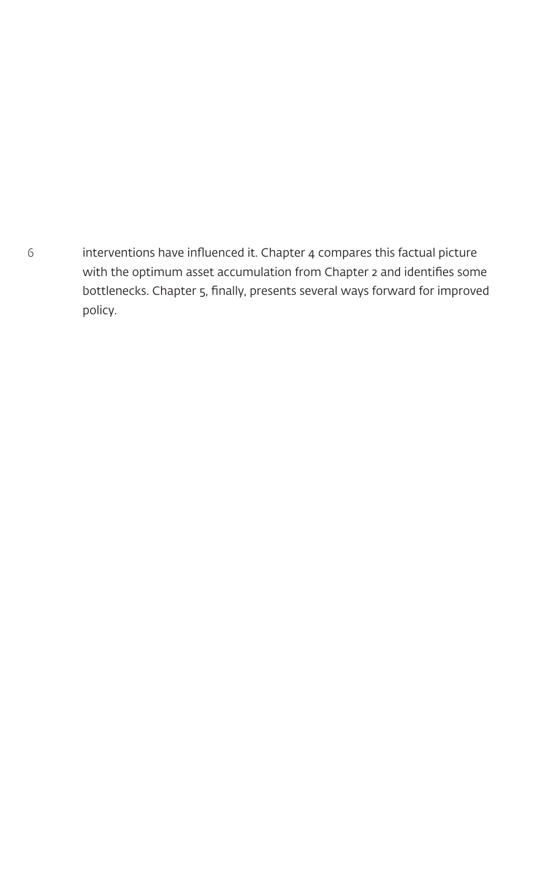interventions have influenced it. Chapter 4 compares this factual picture with the optimum asset accumulation from Chapter 2 and identifies some bottlenecks. Chapter 5, finally, presents several ways forward for improved policy.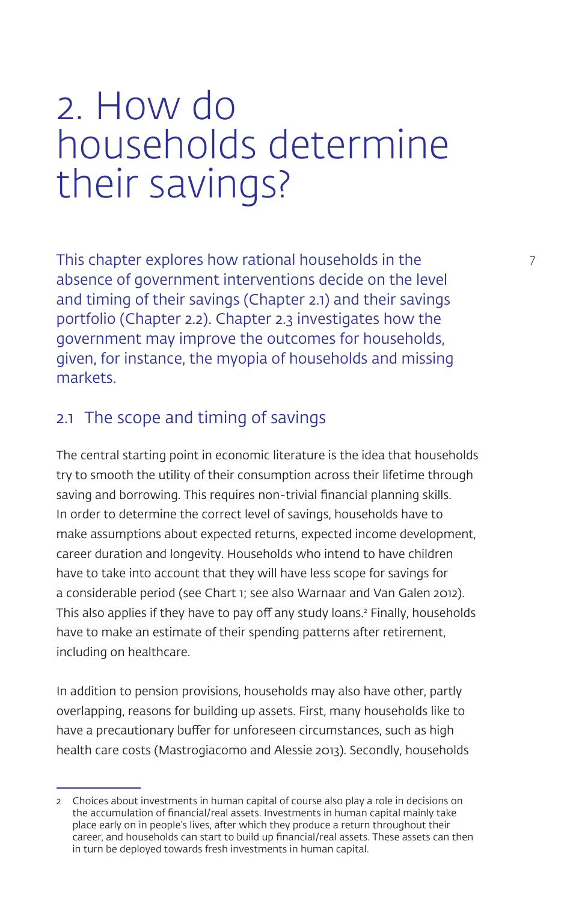# 2. How do households determine their savings?

This chapter explores how rational households in the absence of government interventions decide on the level and timing of their savings (Chapter 2.1) and their savings portfolio (Chapter 2.2). Chapter 2.3 investigates how the government may improve the outcomes for households, given, for instance, the myopia of households and missing markets.

## 2.1 The scope and timing of savings

The central starting point in economic literature is the idea that households try to smooth the utility of their consumption across their lifetime through saving and borrowing. This requires non-trivial financial planning skills. In order to determine the correct level of savings, households have to make assumptions about expected returns, expected income development, career duration and longevity. Households who intend to have children have to take into account that they will have less scope for savings for a considerable period (see Chart 1; see also Warnaar and Van Galen 2012). This also applies if they have to pay off any study loans.[2] Finally, households have to make an estimate of their spending patterns after retirement, including on healthcare.

In addition to pension provisions, households may also have other, partly overlapping, reasons for building up assets. First, many households like to have a precautionary buffer for unforeseen circumstances, such as high health care costs (Mastrogiacomo and Alessie 2013). Secondly, households

[2] Choices about investments in human capital of course also play a role in decisions on the accumulation of financial/real assets. Investments in human capital mainly take place early on in people's lives, after which they produce a return throughout their career, and households can start to build up financial/real assets. These assets can then in turn be deployed towards fresh investments in human capital.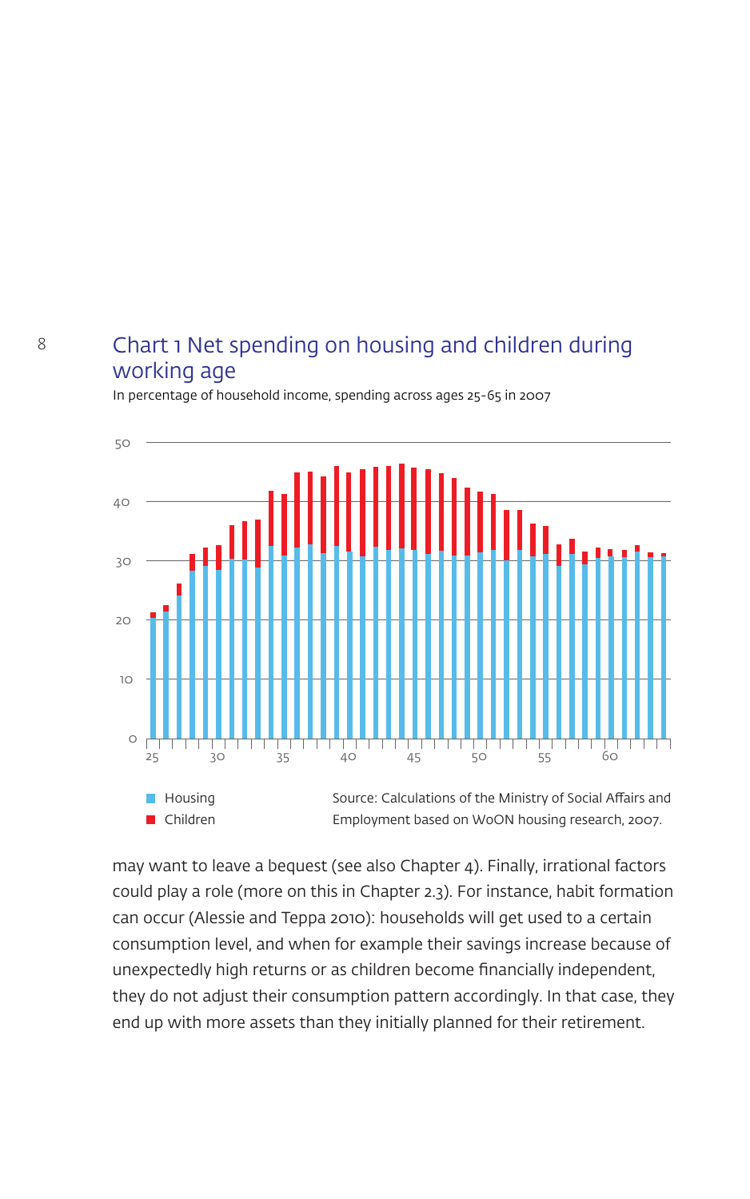## Chart 1 Net spending on housing and children during working age

In percentage of household income, spending across ages 25-65 in 2007

Housing
Children

Source: Calculations of the Ministry of Social Affairs and Employment based on WoON housing research, 2007.

may want to leave a bequest (see also Chapter 4). Finally, irrational factors could play a role (more on this in Chapter 2.3). For instance, habit formation can occur (Alessie and Teppa 2010): households will get used to a certain consumption level, and when for example their savings increase because of unexpectedly high returns or as children become financially independent, they do not adjust their consumption pattern accordingly. In that case, they end up with more assets than they initially planned for their retirement.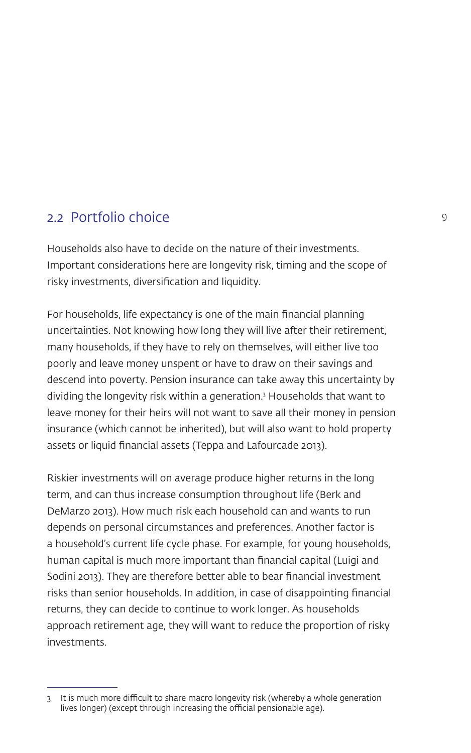## 2.2 Portfolio choice

Households also have to decide on the nature of their investments. Important considerations here are longevity risk, timing and the scope of risky investments, diversification and liquidity.

For households, life expectancy is one of the main financial planning uncertainties. Not knowing how long they will live after their retirement, many households, if they have to rely on themselves, will either live too poorly and leave money unspent or have to draw on their savings and descend into poverty. Pension insurance can take away this uncertainty by dividing the longevity risk within a generation.[3] Households that want to leave money for their heirs will not want to save all their money in pension insurance (which cannot be inherited), but will also want to hold property assets or liquid financial assets (Teppa and Lafourcade 2013).

Riskier investments will on average produce higher returns in the long term, and can thus increase consumption throughout life (Berk and DeMarzo 2013). How much risk each household can and wants to run depends on personal circumstances and preferences. Another factor is a household's current life cycle phase. For example, for young households, human capital is much more important than financial capital (Luigi and Sodini 2013). They are therefore better able to bear financial investment risks than senior households. In addition, in case of disappointing financial returns, they can decide to continue to work longer. As households approach retirement age, they will want to reduce the proportion of risky investments.

---

3 It is much more difficult to share macro longevity risk (whereby a whole generation lives longer) (except through increasing the official pensionable age).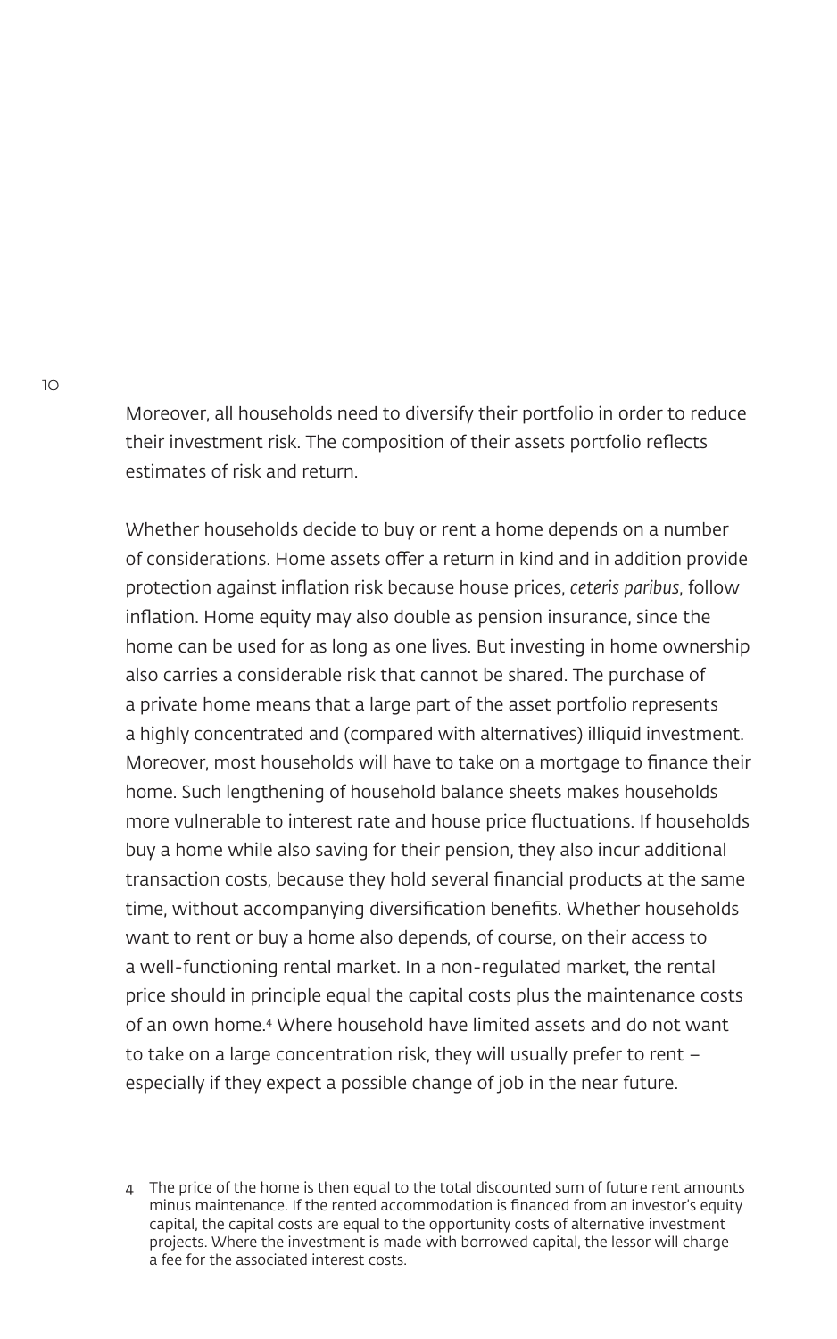Moreover, all households need to diversify their portfolio in order to reduce their investment risk. The composition of their assets portfolio reflects estimates of risk and return.

Whether households decide to buy or rent a home depends on a number of considerations. Home assets offer a return in kind and in addition provide protection against inflation risk because house prices, *ceteris paribus*, follow inflation. Home equity may also double as pension insurance, since the home can be used for as long as one lives. But investing in home ownership also carries a considerable risk that cannot be shared. The purchase of a private home means that a large part of the asset portfolio represents a highly concentrated and (compared with alternatives) illiquid investment. Moreover, most households will have to take on a mortgage to finance their home. Such lengthening of household balance sheets makes households more vulnerable to interest rate and house price fluctuations. If households buy a home while also saving for their pension, they also incur additional transaction costs, because they hold several financial products at the same time, without accompanying diversification benefits. Whether households want to rent or buy a home also depends, of course, on their access to a well-functioning rental market. In a non-regulated market, the rental price should in principle equal the capital costs plus the maintenance costs of an own home.[4] Where household have limited assets and do not want to take on a large concentration risk, they will usually prefer to rent – especially if they expect a possible change of job in the near future.

---

4 The price of the home is then equal to the total discounted sum of future rent amounts minus maintenance. If the rented accommodation is financed from an investor's equity capital, the capital costs are equal to the opportunity costs of alternative investment projects. Where the investment is made with borrowed capital, the lessor will charge a fee for the associated interest costs.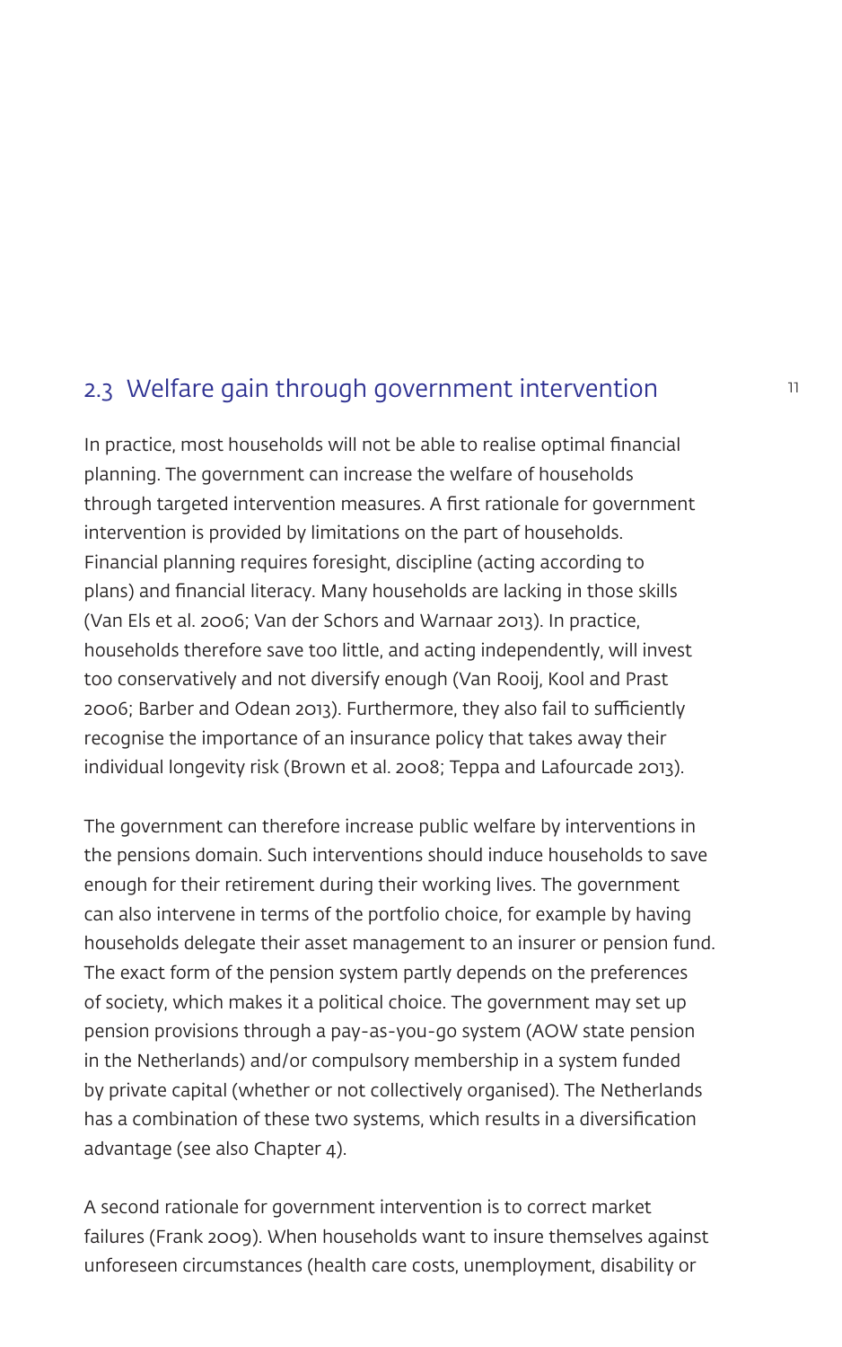## 2.3 Welfare gain through government intervention

In practice, most households will not be able to realise optimal financial planning. The government can increase the welfare of households through targeted intervention measures. A first rationale for government intervention is provided by limitations on the part of households. Financial planning requires foresight, discipline (acting according to plans) and financial literacy. Many households are lacking in those skills (Van Els et al. 2006; Van der Schors and Warnaar 2013). In practice, households therefore save too little, and acting independently, will invest too conservatively and not diversify enough (Van Rooij, Kool and Prast 2006; Barber and Odean 2013). Furthermore, they also fail to sufficiently recognise the importance of an insurance policy that takes away their individual longevity risk (Brown et al. 2008; Teppa and Lafourcade 2013).

The government can therefore increase public welfare by interventions in the pensions domain. Such interventions should induce households to save enough for their retirement during their working lives. The government can also intervene in terms of the portfolio choice, for example by having households delegate their asset management to an insurer or pension fund. The exact form of the pension system partly depends on the preferences of society, which makes it a political choice. The government may set up pension provisions through a pay-as-you-go system (AOW state pension in the Netherlands) and/or compulsory membership in a system funded by private capital (whether or not collectively organised). The Netherlands has a combination of these two systems, which results in a diversification advantage (see also Chapter 4).

A second rationale for government intervention is to correct market failures (Frank 2009). When households want to insure themselves against unforeseen circumstances (health care costs, unemployment, disability or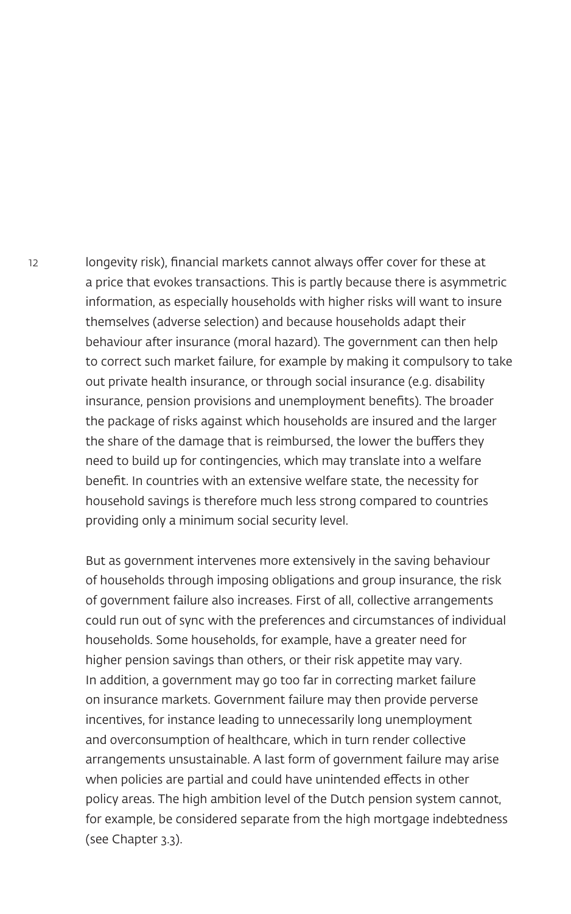longevity risk), financial markets cannot always offer cover for these at a price that evokes transactions. This is partly because there is asymmetric information, as especially households with higher risks will want to insure themselves (adverse selection) and because households adapt their behaviour after insurance (moral hazard). The government can then help to correct such market failure, for example by making it compulsory to take out private health insurance, or through social insurance (e.g. disability insurance, pension provisions and unemployment benefits). The broader the package of risks against which households are insured and the larger the share of the damage that is reimbursed, the lower the buffers they need to build up for contingencies, which may translate into a welfare benefit. In countries with an extensive welfare state, the necessity for household savings is therefore much less strong compared to countries providing only a minimum social security level.

But as government intervenes more extensively in the saving behaviour of households through imposing obligations and group insurance, the risk of government failure also increases. First of all, collective arrangements could run out of sync with the preferences and circumstances of individual households. Some households, for example, have a greater need for higher pension savings than others, or their risk appetite may vary. In addition, a government may go too far in correcting market failure on insurance markets. Government failure may then provide perverse incentives, for instance leading to unnecessarily long unemployment and overconsumption of healthcare, which in turn render collective arrangements unsustainable. A last form of government failure may arise when policies are partial and could have unintended effects in other policy areas. The high ambition level of the Dutch pension system cannot, for example, be considered separate from the high mortgage indebtedness (see Chapter 3.3).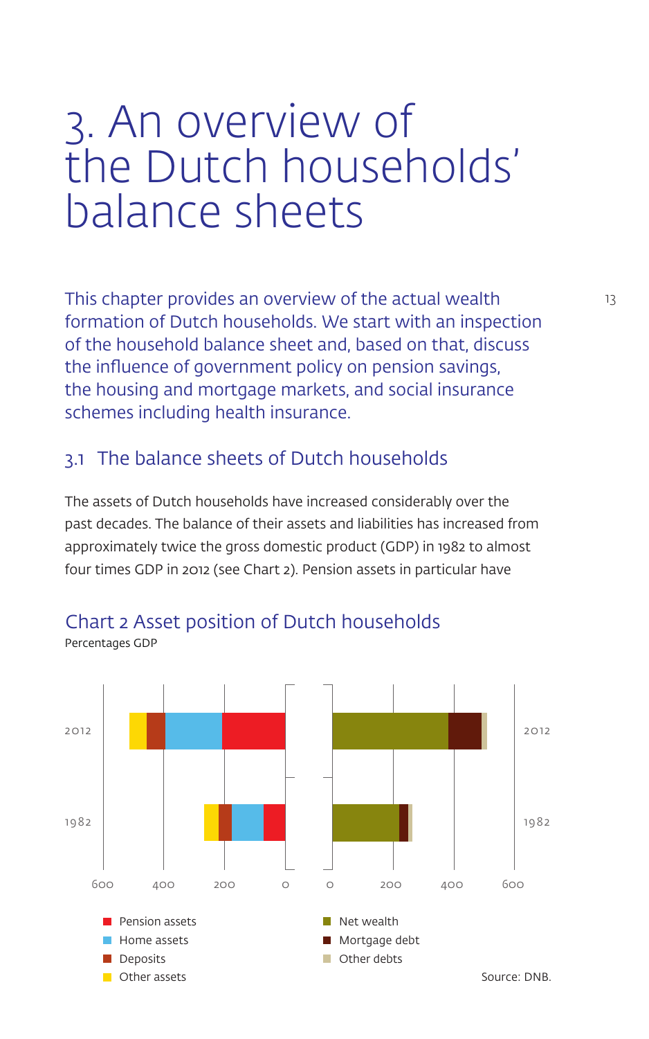# 3. An overview of the Dutch households' balance sheets

This chapter provides an overview of the actual wealth formation of Dutch households. We start with an inspection of the household balance sheet and, based on that, discuss the influence of government policy on pension savings, the housing and mortgage markets, and social insurance schemes including health insurance.

## 3.1 The balance sheets of Dutch households

The assets of Dutch households have increased considerably over the past decades. The balance of their assets and liabilities has increased from approximately twice the gross domestic product (GDP) in 1982 to almost four times GDP in 2012 (see Chart 2). Pension assets in particular have

### Chart 2 Asset position of Dutch households

Percentages GDP

2012

1982

600 400 200 0 | 0 200 400 600

- Pension assets
- Home assets
- Deposits
- Other assets
- Net wealth
- Mortgage debt
- Other debts

Source: DNB.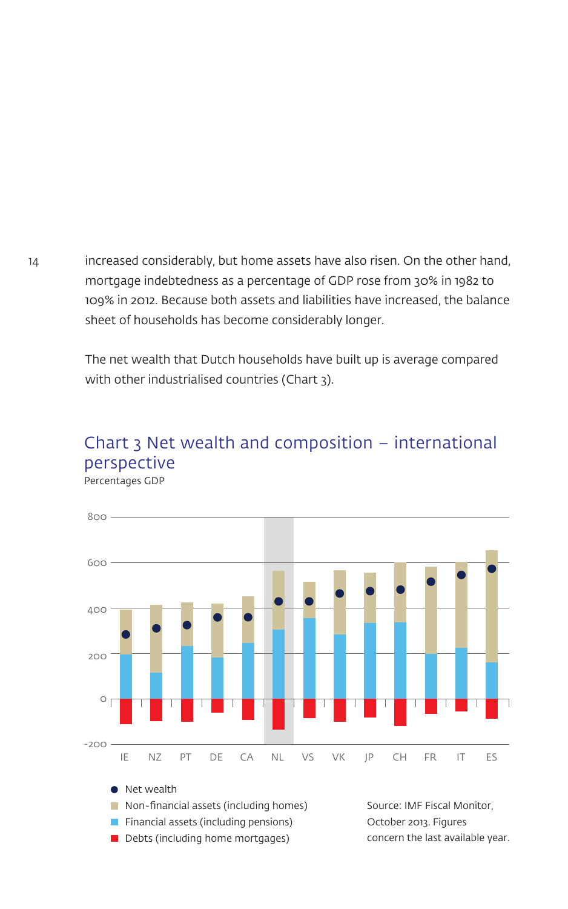increased considerably, but home assets have also risen. On the other hand, mortgage indebtedness as a percentage of GDP rose from 30% in 1982 to 109% in 2012. Because both assets and liabilities have increased, the balance sheet of households has become considerably longer.

The net wealth that Dutch households have built up is average compared with other industrialised countries (Chart 3).

## Chart 3 Net wealth and composition – international perspective

Percentages GDP

- Net wealth
- Non-financial assets (including homes)
- Financial assets (including pensions)
- Debts (including home mortgages)

Source: IMF Fiscal Monitor, October 2013. Figures concern the last available year.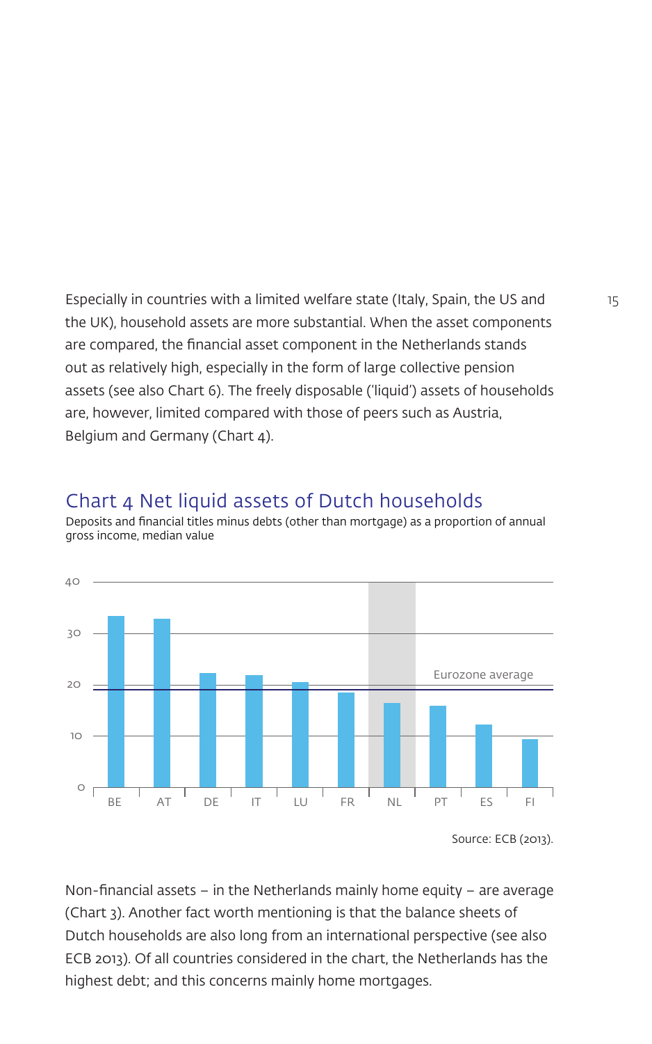Especially in countries with a limited welfare state (Italy, Spain, the US and the UK), household assets are more substantial. When the asset components are compared, the financial asset component in the Netherlands stands out as relatively high, especially in the form of large collective pension assets (see also Chart 6). The freely disposable ('liquid') assets of households are, however, limited compared with those of peers such as Austria, Belgium and Germany (Chart 4).

## Chart 4 Net liquid assets of Dutch households

Deposits and financial titles minus debts (other than mortgage) as a proportion of annual gross income, median value

Source: ECB (2013).

Non-financial assets – in the Netherlands mainly home equity – are average (Chart 3). Another fact worth mentioning is that the balance sheets of Dutch households are also long from an international perspective (see also ECB 2013). Of all countries considered in the chart, the Netherlands has the highest debt; and this concerns mainly home mortgages.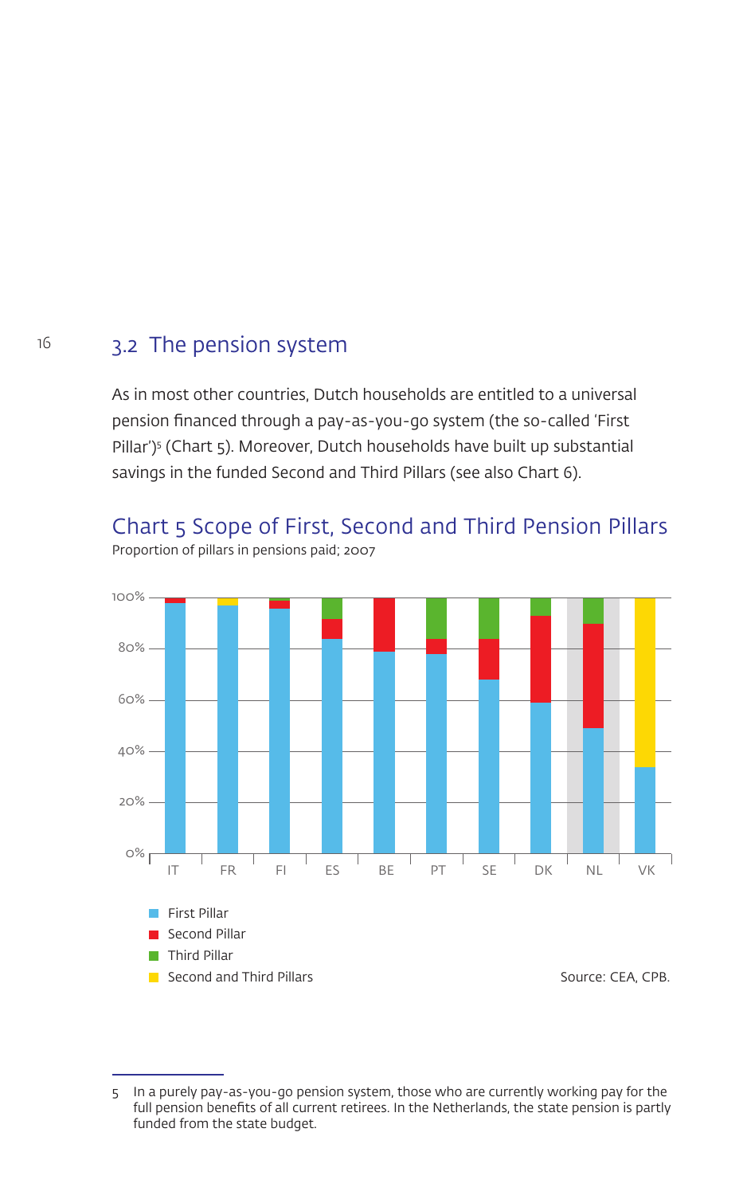## 3.2 The pension system

As in most other countries, Dutch households are entitled to a universal pension financed through a pay-as-you-go system (the so-called 'First Pillar')[5] (Chart 5). Moreover, Dutch households have built up substantial savings in the funded Second and Third Pillars (see also Chart 6).

### Chart 5 Scope of First, Second and Third Pension Pillars

Proportion of pillars in pensions paid; 2007

- First Pillar
- Second Pillar
- Third Pillar
- Second and Third Pillars

Source: CEA, CPB.

5 In a purely pay-as-you-go pension system, those who are currently working pay for the full pension benefits of all current retirees. In the Netherlands, the state pension is partly funded from the state budget.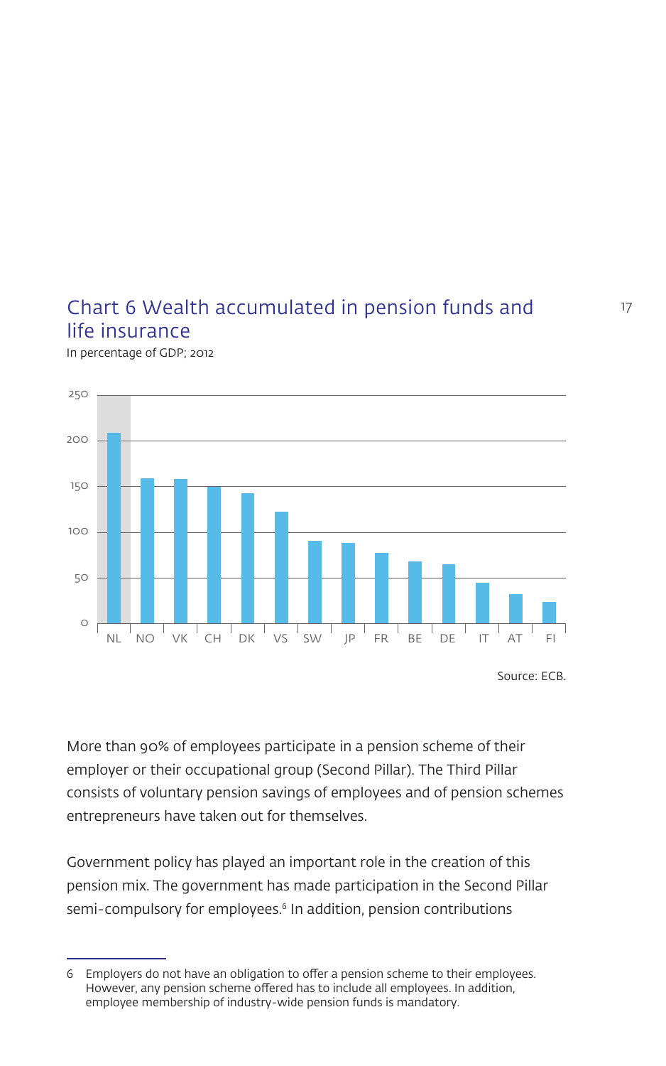## Chart 6 Wealth accumulated in pension funds and life insurance

In percentage of GDP; 2012

Source: ECB.

More than 90% of employees participate in a pension scheme of their employer or their occupational group (Second Pillar). The Third Pillar consists of voluntary pension savings of employees and of pension schemes entrepreneurs have taken out for themselves.

Government policy has played an important role in the creation of this pension mix. The government has made participation in the Second Pillar semi-compulsory for employees.[6] In addition, pension contributions

6 Employers do not have an obligation to offer a pension scheme to their employees. However, any pension scheme offered has to include all employees. In addition, employee membership of industry-wide pension funds is mandatory.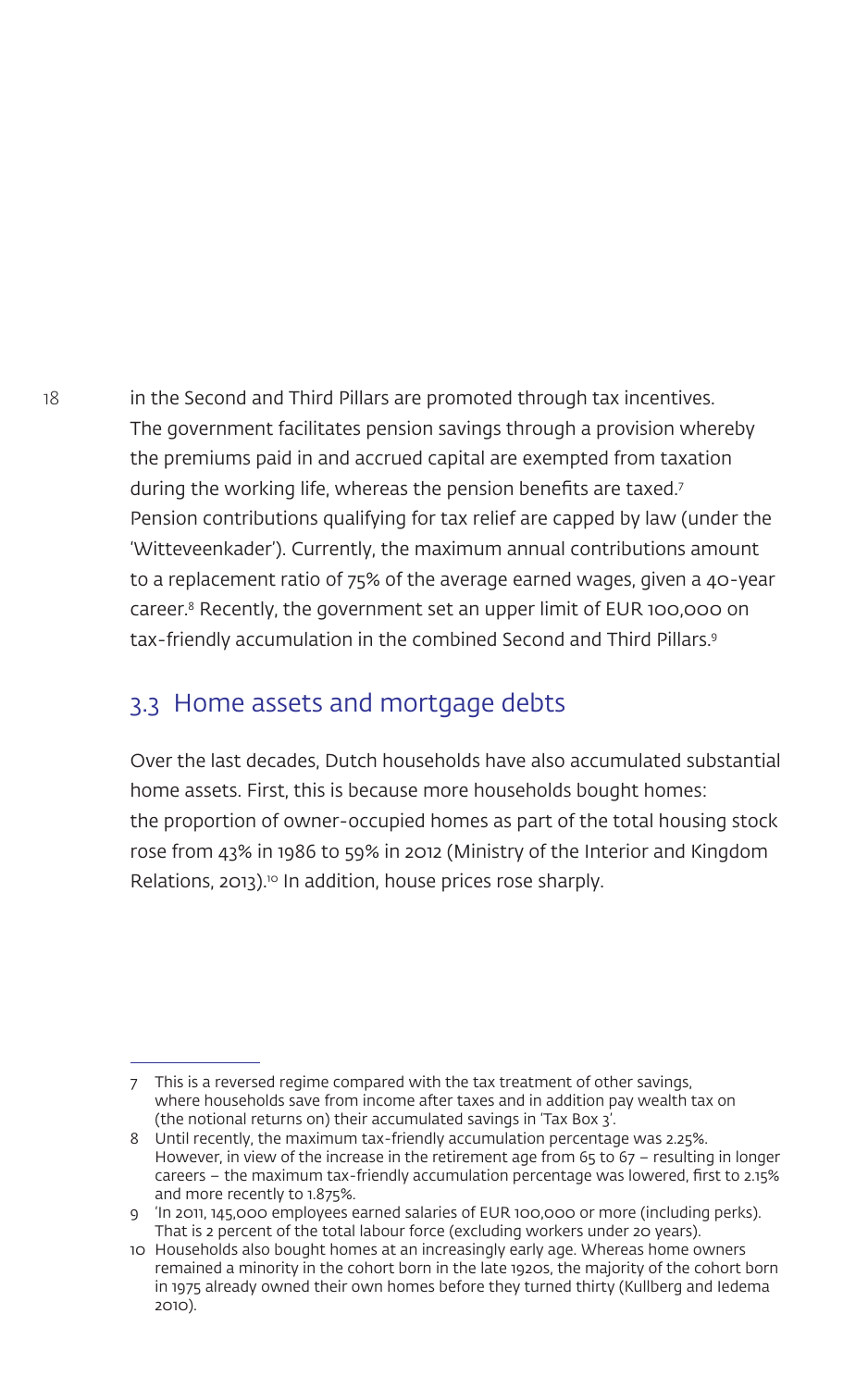in the Second and Third Pillars are promoted through tax incentives. The government facilitates pension savings through a provision whereby the premiums paid in and accrued capital are exempted from taxation during the working life, whereas the pension benefits are taxed.[7] Pension contributions qualifying for tax relief are capped by law (under the 'Witteveenkader'). Currently, the maximum annual contributions amount to a replacement ratio of 75% of the average earned wages, given a 40-year career.[8] Recently, the government set an upper limit of EUR 100,000 on tax-friendly accumulation in the combined Second and Third Pillars.[9]

## 3.3 Home assets and mortgage debts

Over the last decades, Dutch households have also accumulated substantial home assets. First, this is because more households bought homes: the proportion of owner-occupied homes as part of the total housing stock rose from 43% in 1986 to 59% in 2012 (Ministry of the Interior and Kingdom Relations, 2013).[10] In addition, house prices rose sharply.

---

7 This is a reversed regime compared with the tax treatment of other savings, where households save from income after taxes and in addition pay wealth tax on (the notional returns on) their accumulated savings in 'Tax Box 3'.

8 Until recently, the maximum tax-friendly accumulation percentage was 2.25%. However, in view of the increase in the retirement age from 65 to 67 – resulting in longer careers – the maximum tax-friendly accumulation percentage was lowered, first to 2.15% and more recently to 1.875%.

9 'In 2011, 145,000 employees earned salaries of EUR 100,000 or more (including perks). That is 2 percent of the total labour force (excluding workers under 20 years).

10 Households also bought homes at an increasingly early age. Whereas home owners remained a minority in the cohort born in the late 1920s, the majority of the cohort born in 1975 already owned their own homes before they turned thirty (Kullberg and Iedema 2010).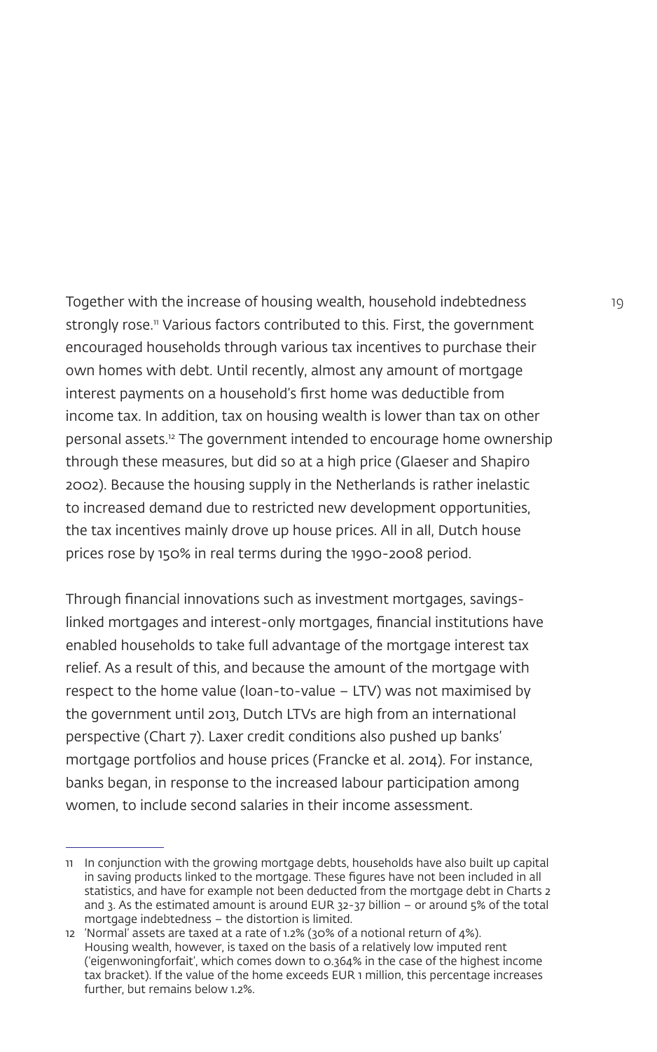Together with the increase of housing wealth, household indebtedness strongly rose.[11] Various factors contributed to this. First, the government encouraged households through various tax incentives to purchase their own homes with debt. Until recently, almost any amount of mortgage interest payments on a household's first home was deductible from income tax. In addition, tax on housing wealth is lower than tax on other personal assets.[12] The government intended to encourage home ownership through these measures, but did so at a high price (Glaeser and Shapiro 2002). Because the housing supply in the Netherlands is rather inelastic to increased demand due to restricted new development opportunities, the tax incentives mainly drove up house prices. All in all, Dutch house prices rose by 150% in real terms during the 1990-2008 period.

Through financial innovations such as investment mortgages, savings-linked mortgages and interest-only mortgages, financial institutions have enabled households to take full advantage of the mortgage interest tax relief. As a result of this, and because the amount of the mortgage with respect to the home value (loan-to-value – LTV) was not maximised by the government until 2013, Dutch LTVs are high from an international perspective (Chart 7). Laxer credit conditions also pushed up banks' mortgage portfolios and house prices (Francke et al. 2014). For instance, banks began, in response to the increased labour participation among women, to include second salaries in their income assessment.

---

11 In conjunction with the growing mortgage debts, households have also built up capital in saving products linked to the mortgage. These figures have not been included in all statistics, and have for example not been deducted from the mortgage debt in Charts 2 and 3. As the estimated amount is around EUR 32-37 billion – or around 5% of the total mortgage indebtedness – the distortion is limited.

12 'Normal' assets are taxed at a rate of 1.2% (30% of a notional return of 4%). Housing wealth, however, is taxed on the basis of a relatively low imputed rent ('eigenwoningforfait', which comes down to 0.364% in the case of the highest income tax bracket). If the value of the home exceeds EUR 1 million, this percentage increases further, but remains below 1.2%.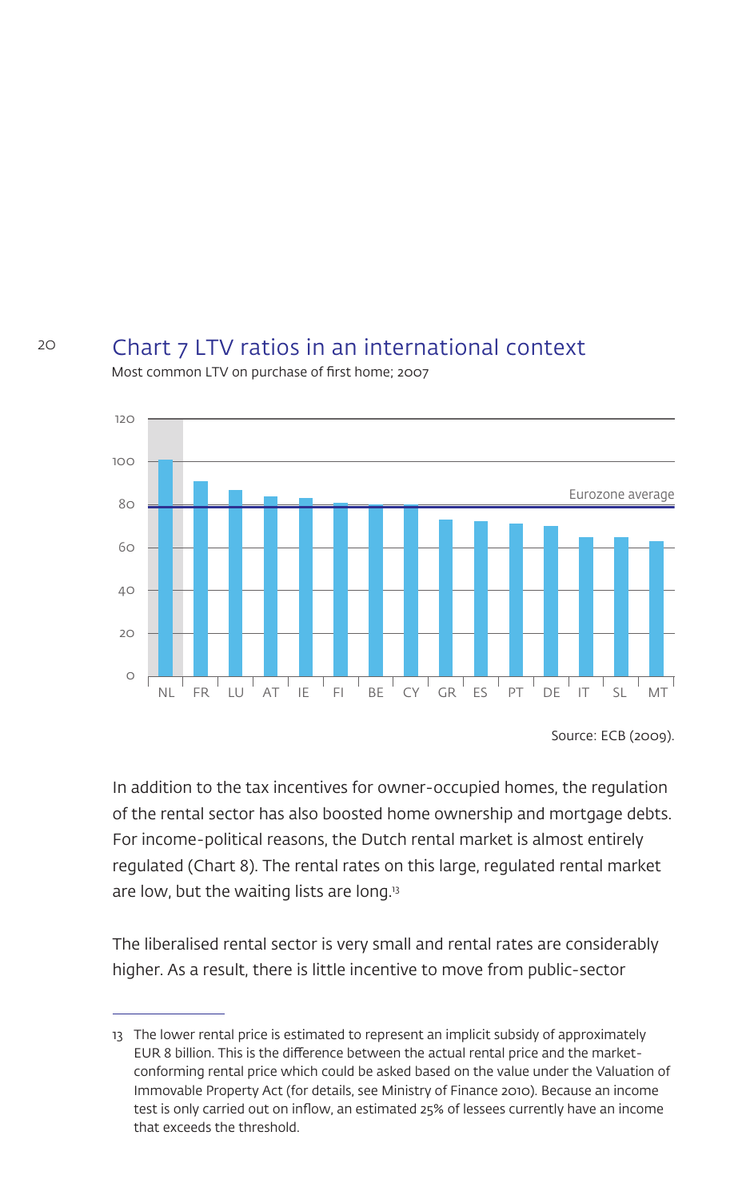## Chart 7 LTV ratios in an international context

Most common LTV on purchase of first home; 2007

Source: ECB (2009).

In addition to the tax incentives for owner-occupied homes, the regulation of the rental sector has also boosted home ownership and mortgage debts. For income-political reasons, the Dutch rental market is almost entirely regulated (Chart 8). The rental rates on this large, regulated rental market are low, but the waiting lists are long.[13]

The liberalised rental sector is very small and rental rates are considerably higher. As a result, there is little incentive to move from public-sector

---

13 The lower rental price is estimated to represent an implicit subsidy of approximately EUR 8 billion. This is the difference between the actual rental price and the market-conforming rental price which could be asked based on the value under the Valuation of Immovable Property Act (for details, see Ministry of Finance 2010). Because an income test is only carried out on inflow, an estimated 25% of lessees currently have an income that exceeds the threshold.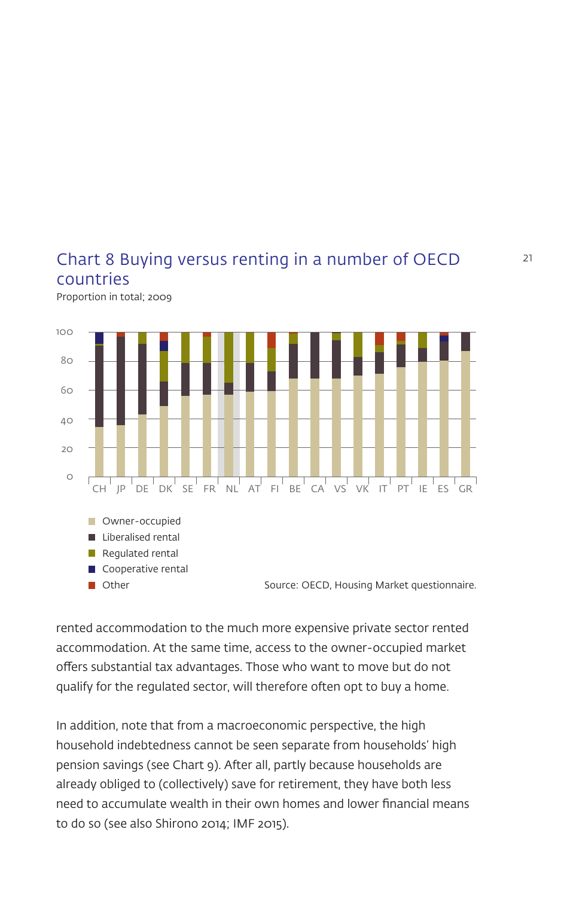## Chart 8 Buying versus renting in a number of OECD countries

Proportion in total; 2009

Owner-occupied
Liberalised rental
Regulated rental
Cooperative rental
Other

Source: OECD, Housing Market questionnaire.

rented accommodation to the much more expensive private sector rented accommodation. At the same time, access to the owner-occupied market offers substantial tax advantages. Those who want to move but do not qualify for the regulated sector, will therefore often opt to buy a home.

In addition, note that from a macroeconomic perspective, the high household indebtedness cannot be seen separate from households' high pension savings (see Chart 9). After all, partly because households are already obliged to (collectively) save for retirement, they have both less need to accumulate wealth in their own homes and lower financial means to do so (see also Shirono 2014; IMF 2015).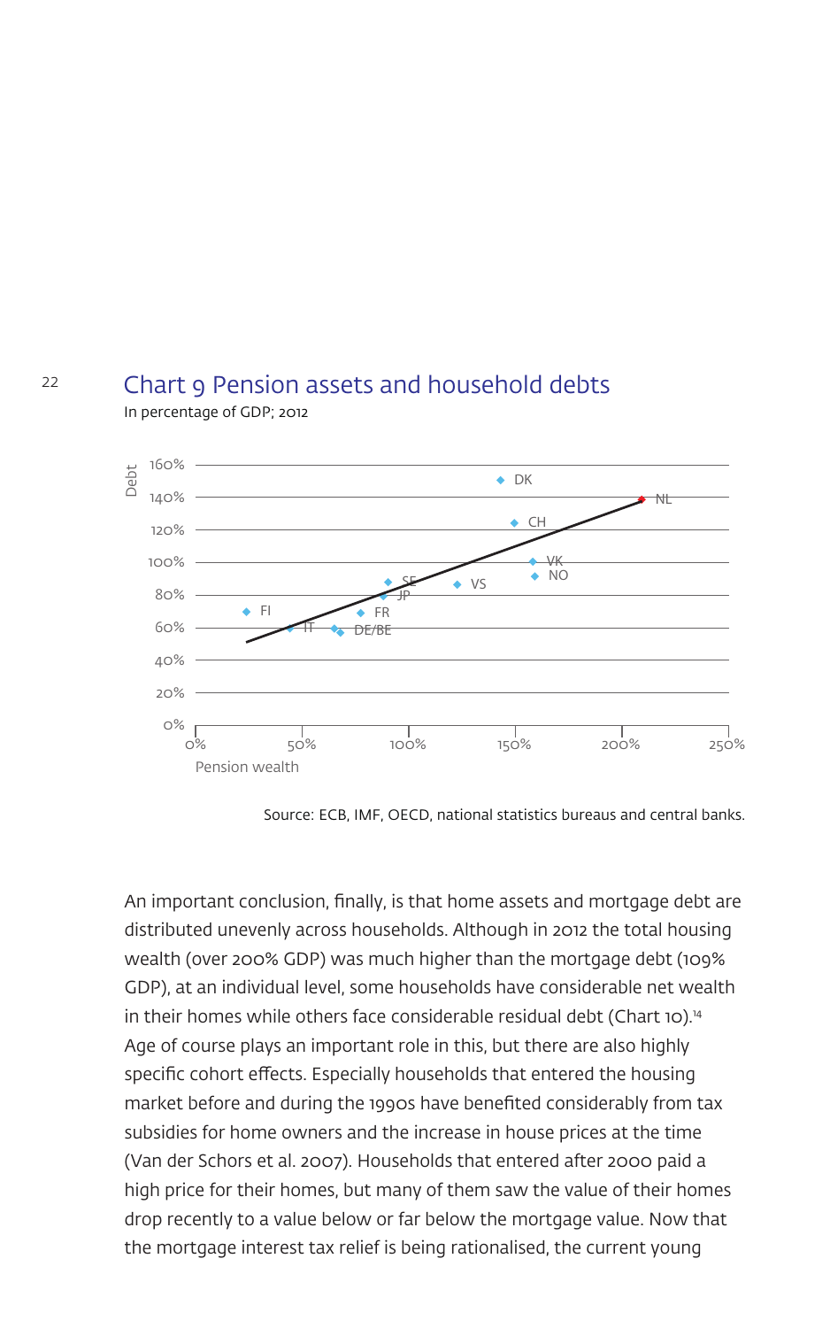## Chart 9 Pension assets and household debts

In percentage of GDP; 2012

Source: ECB, IMF, OECD, national statistics bureaus and central banks.

An important conclusion, finally, is that home assets and mortgage debt are distributed unevenly across households. Although in 2012 the total housing wealth (over 200% GDP) was much higher than the mortgage debt (109% GDP), at an individual level, some households have considerable net wealth in their homes while others face considerable residual debt (Chart 10).[14] Age of course plays an important role in this, but there are also highly specific cohort effects. Especially households that entered the housing market before and during the 1990s have benefited considerably from tax subsidies for home owners and the increase in house prices at the time (Van der Schors et al. 2007). Households that entered after 2000 paid a high price for their homes, but many of them saw the value of their homes drop recently to a value below or far below the mortgage value. Now that the mortgage interest tax relief is being rationalised, the current young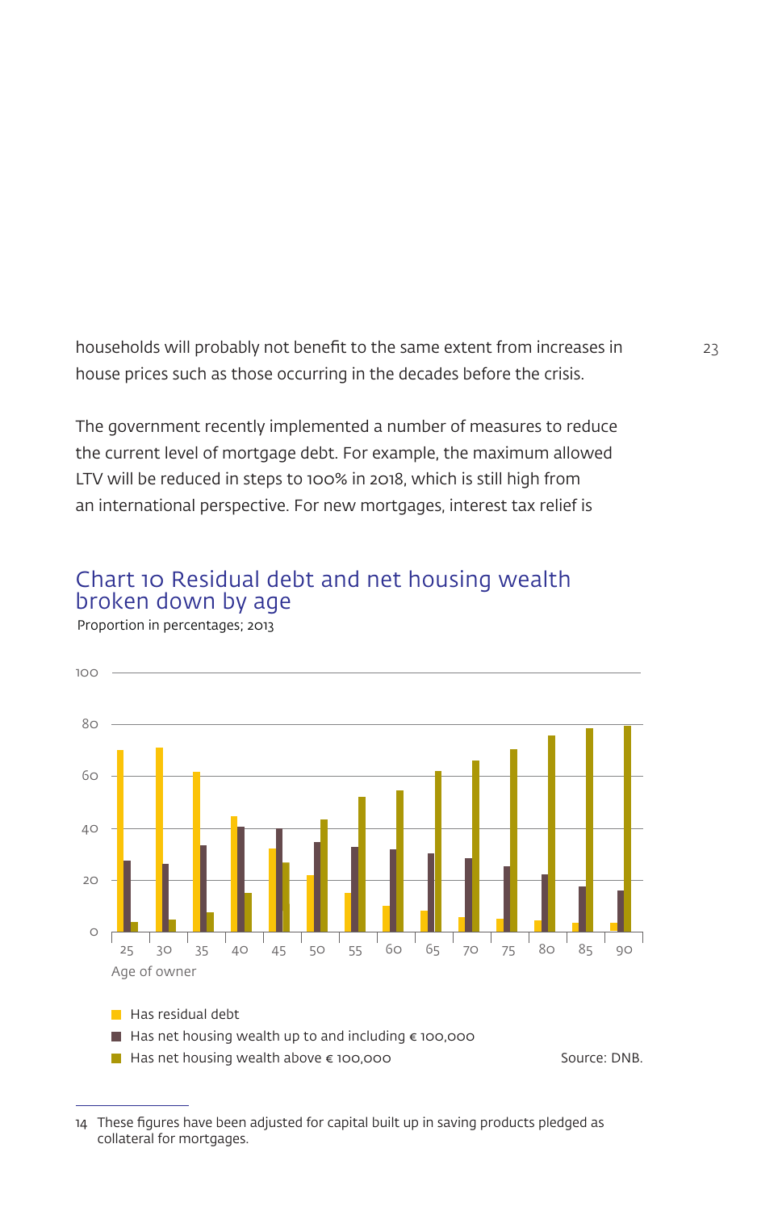households will probably not benefit to the same extent from increases in house prices such as those occurring in the decades before the crisis.

The government recently implemented a number of measures to reduce the current level of mortgage debt. For example, the maximum allowed LTV will be reduced in steps to 100% in 2018, which is still high from an international perspective. For new mortgages, interest tax relief is

## Chart 10 Residual debt and net housing wealth broken down by age

Proportion in percentages; 2013

Age of owner

- Has residual debt
- Has net housing wealth up to and including € 100,000
- Has net housing wealth above € 100,000

Source: DNB.

---

14 These figures have been adjusted for capital built up in saving products pledged as collateral for mortgages.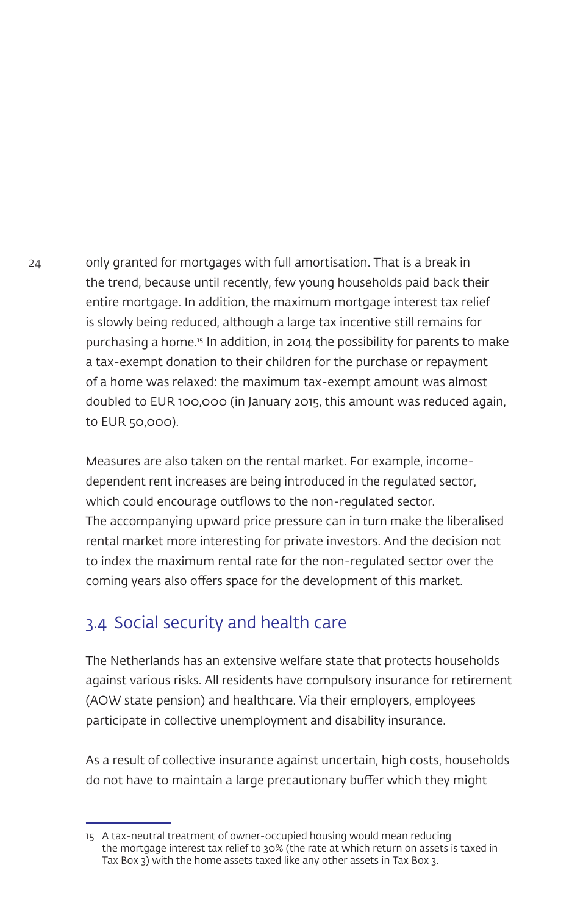only granted for mortgages with full amortisation. That is a break in the trend, because until recently, few young households paid back their entire mortgage. In addition, the maximum mortgage interest tax relief is slowly being reduced, although a large tax incentive still remains for purchasing a home.[15] In addition, in 2014 the possibility for parents to make a tax-exempt donation to their children for the purchase or repayment of a home was relaxed: the maximum tax-exempt amount was almost doubled to EUR 100,000 (in January 2015, this amount was reduced again, to EUR 50,000).

Measures are also taken on the rental market. For example, income-dependent rent increases are being introduced in the regulated sector, which could encourage outflows to the non-regulated sector. The accompanying upward price pressure can in turn make the liberalised rental market more interesting for private investors. And the decision not to index the maximum rental rate for the non-regulated sector over the coming years also offers space for the development of this market.

## 3.4 Social security and health care

The Netherlands has an extensive welfare state that protects households against various risks. All residents have compulsory insurance for retirement (AOW state pension) and healthcare. Via their employers, employees participate in collective unemployment and disability insurance.

As a result of collective insurance against uncertain, high costs, households do not have to maintain a large precautionary buffer which they might

---

15 A tax-neutral treatment of owner-occupied housing would mean reducing the mortgage interest tax relief to 30% (the rate at which return on assets is taxed in Tax Box 3) with the home assets taxed like any other assets in Tax Box 3.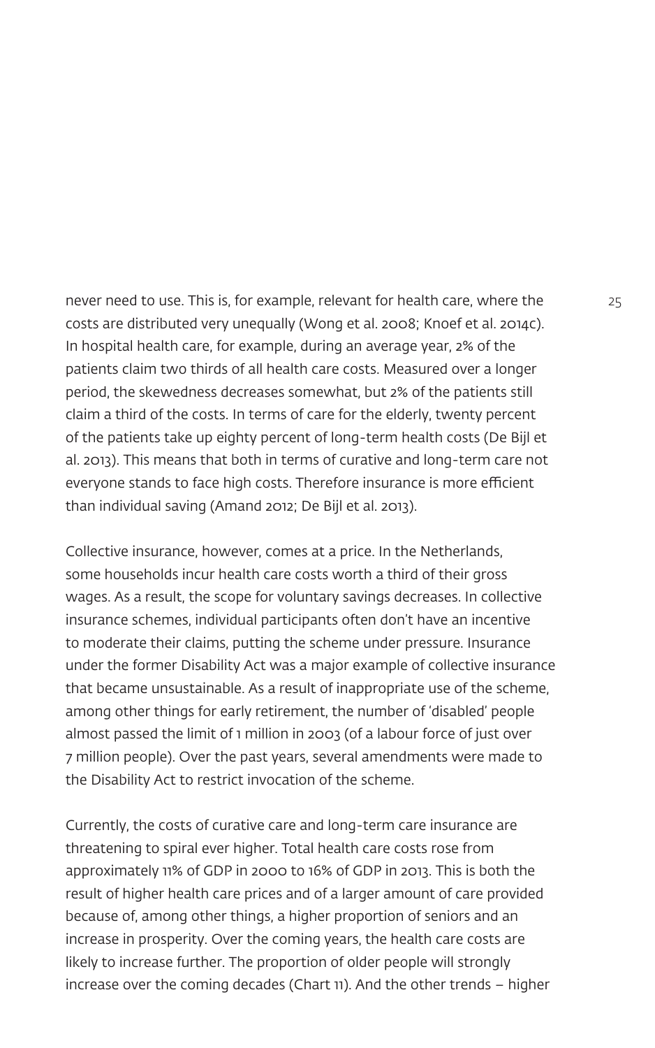never need to use. This is, for example, relevant for health care, where the costs are distributed very unequally (Wong et al. 2008; Knoef et al. 2014c). In hospital health care, for example, during an average year, 2% of the patients claim two thirds of all health care costs. Measured over a longer period, the skewedness decreases somewhat, but 2% of the patients still claim a third of the costs. In terms of care for the elderly, twenty percent of the patients take up eighty percent of long-term health costs (De Bijl et al. 2013). This means that both in terms of curative and long-term care not everyone stands to face high costs. Therefore insurance is more efficient than individual saving (Amand 2012; De Bijl et al. 2013).

Collective insurance, however, comes at a price. In the Netherlands, some households incur health care costs worth a third of their gross wages. As a result, the scope for voluntary savings decreases. In collective insurance schemes, individual participants often don't have an incentive to moderate their claims, putting the scheme under pressure. Insurance under the former Disability Act was a major example of collective insurance that became unsustainable. As a result of inappropriate use of the scheme, among other things for early retirement, the number of 'disabled' people almost passed the limit of 1 million in 2003 (of a labour force of just over 7 million people). Over the past years, several amendments were made to the Disability Act to restrict invocation of the scheme.

Currently, the costs of curative care and long-term care insurance are threatening to spiral ever higher. Total health care costs rose from approximately 11% of GDP in 2000 to 16% of GDP in 2013. This is both the result of higher health care prices and of a larger amount of care provided because of, among other things, a higher proportion of seniors and an increase in prosperity. Over the coming years, the health care costs are likely to increase further. The proportion of older people will strongly increase over the coming decades (Chart 11). And the other trends – higher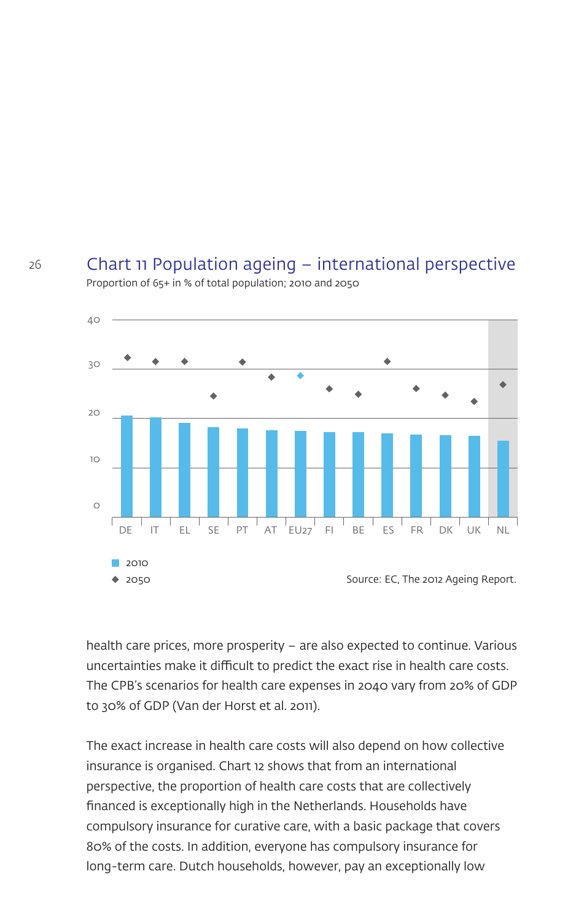## Chart 11 Population ageing – international perspective

Proportion of 65+ in % of total population; 2010 and 2050

Source: EC, The 2012 Ageing Report.

health care prices, more prosperity – are also expected to continue. Various uncertainties make it difficult to predict the exact rise in health care costs. The CPB's scenarios for health care expenses in 2040 vary from 20% of GDP to 30% of GDP (Van der Horst et al. 2011).

The exact increase in health care costs will also depend on how collective insurance is organised. Chart 12 shows that from an international perspective, the proportion of health care costs that are collectively financed is exceptionally high in the Netherlands. Households have compulsory insurance for curative care, with a basic package that covers 80% of the costs. In addition, everyone has compulsory insurance for long-term care. Dutch households, however, pay an exceptionally low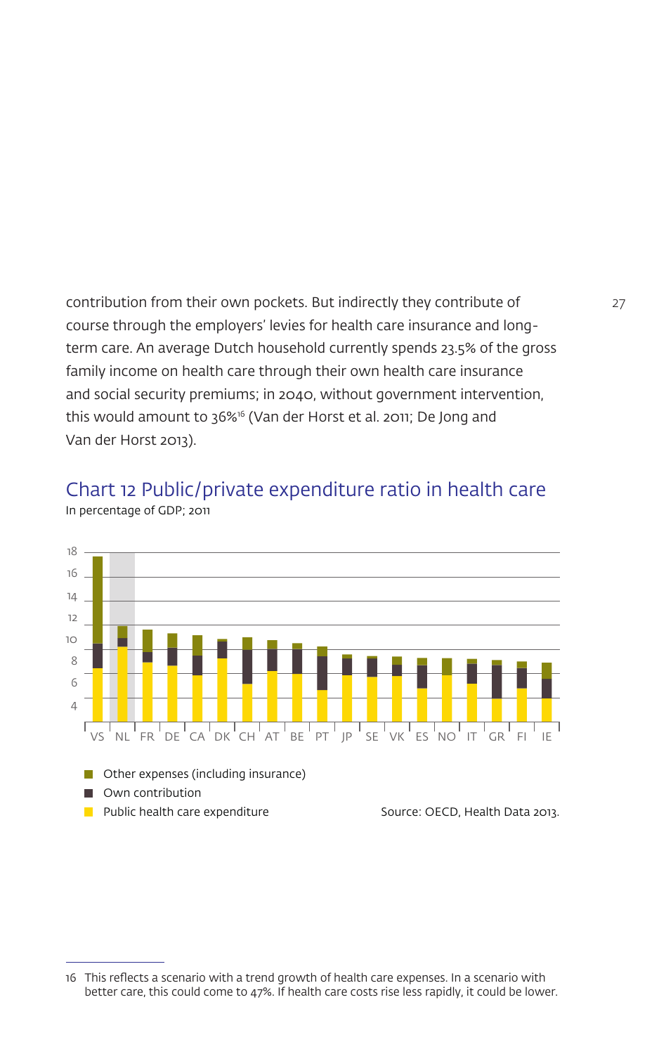contribution from their own pockets. But indirectly they contribute of course through the employers' levies for health care insurance and long-term care. An average Dutch household currently spends 23.5% of the gross family income on health care through their own health care insurance and social security premiums; in 2040, without government intervention, this would amount to 36%[16] (Van der Horst et al. 2011; De Jong and Van der Horst 2013).

## Chart 12 Public/private expenditure ratio in health care

In percentage of GDP; 2011

Other expenses (including insurance)

Own contribution

Public health care expenditure

Source: OECD, Health Data 2013.

16 This reflects a scenario with a trend growth of health care expenses. In a scenario with better care, this could come to 47%. If health care costs rise less rapidly, it could be lower.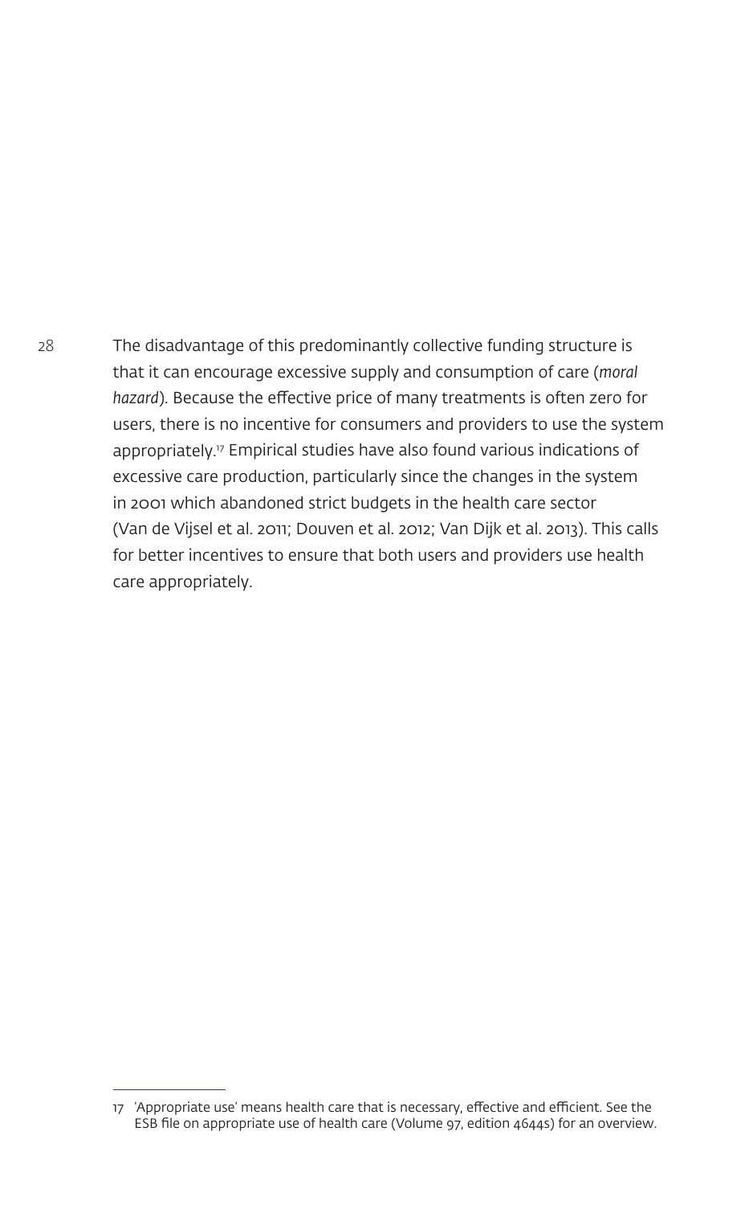The disadvantage of this predominantly collective funding structure is that it can encourage excessive supply and consumption of care (*moral hazard*). Because the effective price of many treatments is often zero for users, there is no incentive for consumers and providers to use the system appropriately.[17] Empirical studies have also found various indications of excessive care production, particularly since the changes in the system in 2001 which abandoned strict budgets in the health care sector (Van de Vijsel et al. 2011; Douven et al. 2012; Van Dijk et al. 2013). This calls for better incentives to ensure that both users and providers use health care appropriately.

---

17 'Appropriate use' means health care that is necessary, effective and efficient. See the ESB file on appropriate use of health care (Volume 97, edition 4644s) for an overview.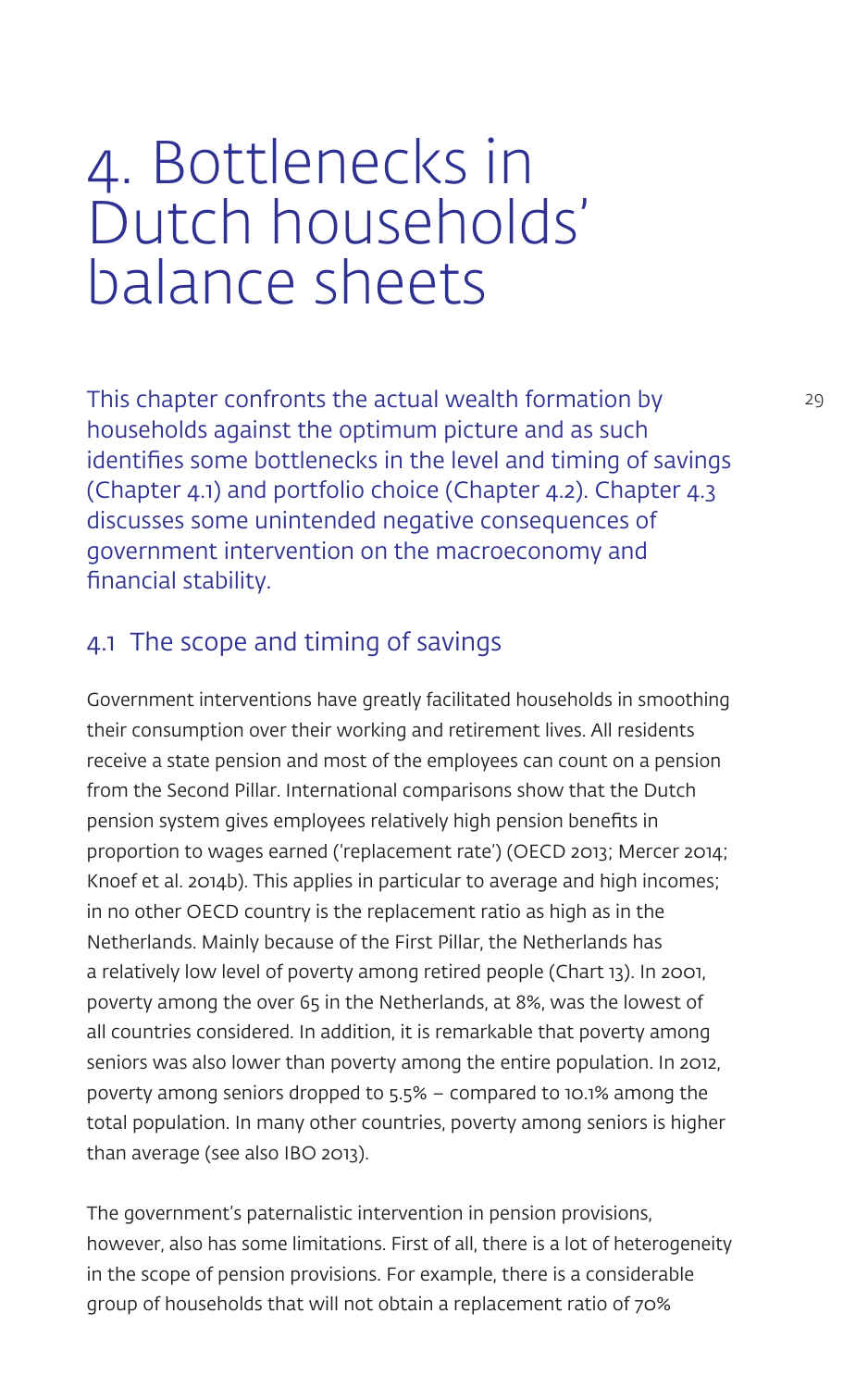# 4. Bottlenecks in Dutch households' balance sheets

This chapter confronts the actual wealth formation by households against the optimum picture and as such identifies some bottlenecks in the level and timing of savings (Chapter 4.1) and portfolio choice (Chapter 4.2). Chapter 4.3 discusses some unintended negative consequences of government intervention on the macroeconomy and financial stability.

## 4.1 The scope and timing of savings

Government interventions have greatly facilitated households in smoothing their consumption over their working and retirement lives. All residents receive a state pension and most of the employees can count on a pension from the Second Pillar. International comparisons show that the Dutch pension system gives employees relatively high pension benefits in proportion to wages earned ('replacement rate') (OECD 2013; Mercer 2014; Knoef et al. 2014b). This applies in particular to average and high incomes; in no other OECD country is the replacement ratio as high as in the Netherlands. Mainly because of the First Pillar, the Netherlands has a relatively low level of poverty among retired people (Chart 13). In 2001, poverty among the over 65 in the Netherlands, at 8%, was the lowest of all countries considered. In addition, it is remarkable that poverty among seniors was also lower than poverty among the entire population. In 2012, poverty among seniors dropped to 5.5% – compared to 10.1% among the total population. In many other countries, poverty among seniors is higher than average (see also IBO 2013).

The government's paternalistic intervention in pension provisions, however, also has some limitations. First of all, there is a lot of heterogeneity in the scope of pension provisions. For example, there is a considerable group of households that will not obtain a replacement ratio of 70%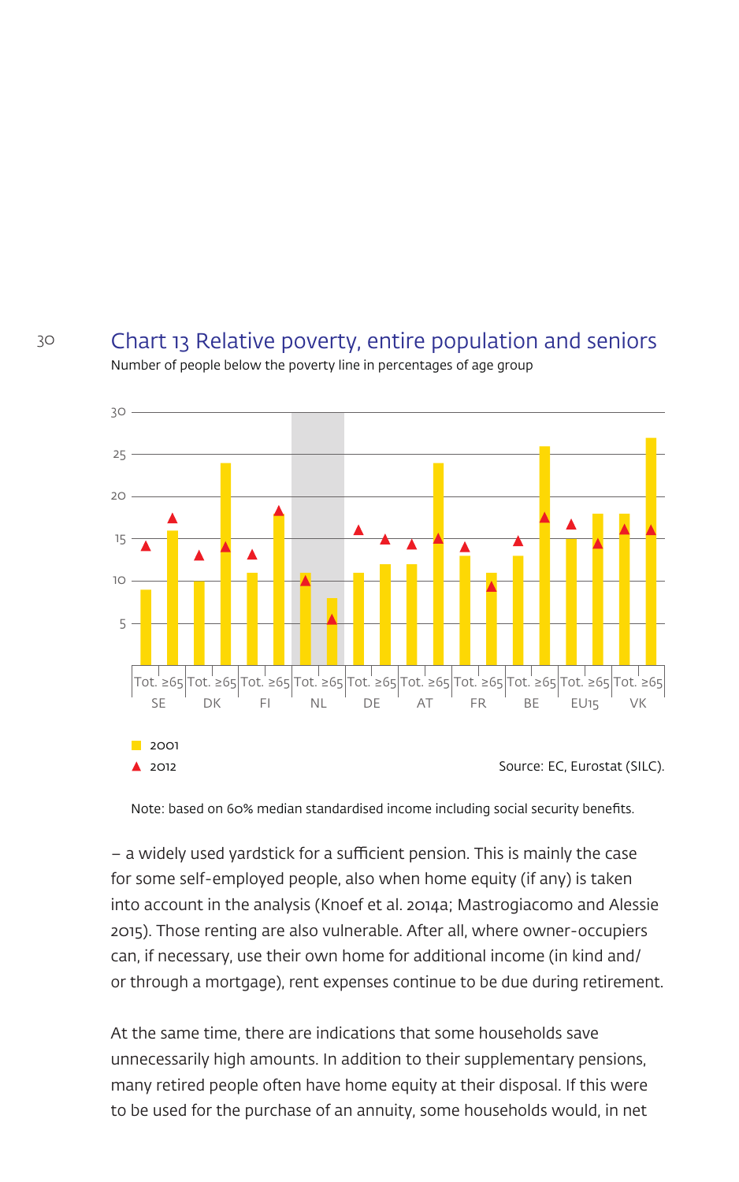## Chart 13 Relative poverty, entire population and seniors

Number of people below the poverty line in percentages of age group

Source: EC, Eurostat (SILC).

Note: based on 60% median standardised income including social security benefits.

– a widely used yardstick for a sufficient pension. This is mainly the case for some self-employed people, also when home equity (if any) is taken into account in the analysis (Knoef et al. 2014a; Mastrogiacomo and Alessie 2015). Those renting are also vulnerable. After all, where owner-occupiers can, if necessary, use their own home for additional income (in kind and/or through a mortgage), rent expenses continue to be due during retirement.

At the same time, there are indications that some households save unnecessarily high amounts. In addition to their supplementary pensions, many retired people often have home equity at their disposal. If this were to be used for the purchase of an annuity, some households would, in net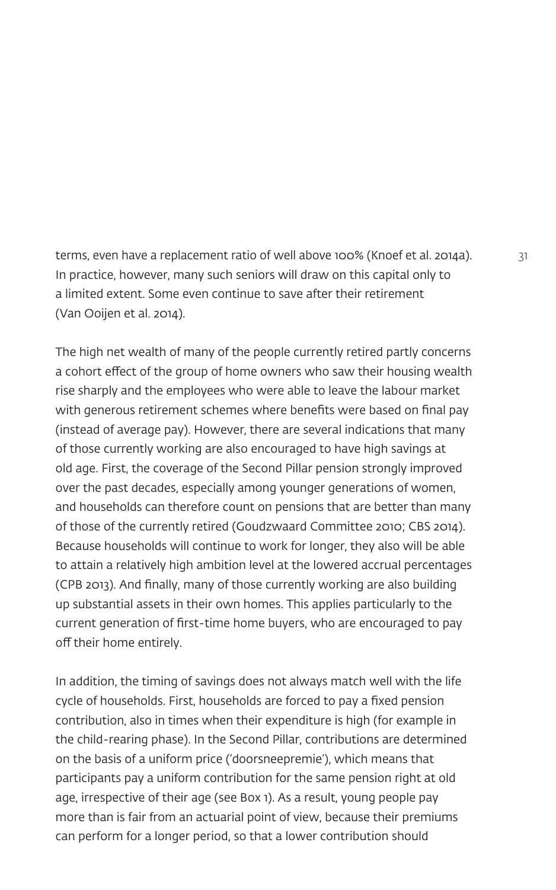terms, even have a replacement ratio of well above 100% (Knoef et al. 2014a). In practice, however, many such seniors will draw on this capital only to a limited extent. Some even continue to save after their retirement (Van Ooijen et al. 2014).

The high net wealth of many of the people currently retired partly concerns a cohort effect of the group of home owners who saw their housing wealth rise sharply and the employees who were able to leave the labour market with generous retirement schemes where benefits were based on final pay (instead of average pay). However, there are several indications that many of those currently working are also encouraged to have high savings at old age. First, the coverage of the Second Pillar pension strongly improved over the past decades, especially among younger generations of women, and households can therefore count on pensions that are better than many of those of the currently retired (Goudzwaard Committee 2010; CBS 2014). Because households will continue to work for longer, they also will be able to attain a relatively high ambition level at the lowered accrual percentages (CPB 2013). And finally, many of those currently working are also building up substantial assets in their own homes. This applies particularly to the current generation of first-time home buyers, who are encouraged to pay off their home entirely.

In addition, the timing of savings does not always match well with the life cycle of households. First, households are forced to pay a fixed pension contribution, also in times when their expenditure is high (for example in the child-rearing phase). In the Second Pillar, contributions are determined on the basis of a uniform price ('doorsneepremie'), which means that participants pay a uniform contribution for the same pension right at old age, irrespective of their age (see Box 1). As a result, young people pay more than is fair from an actuarial point of view, because their premiums can perform for a longer period, so that a lower contribution should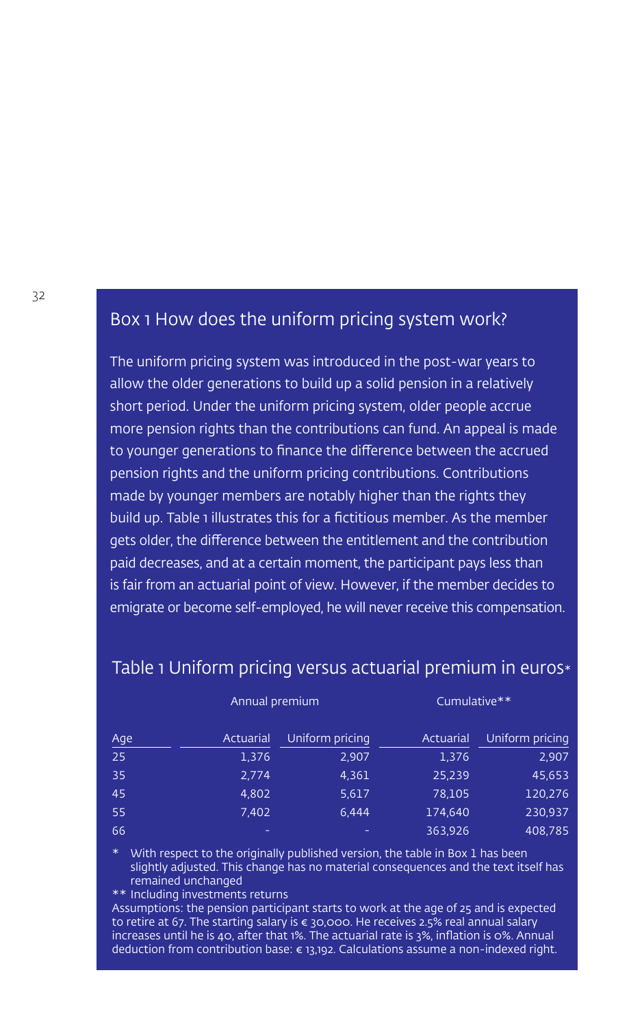## Box 1 How does the uniform pricing system work?

The uniform pricing system was introduced in the post-war years to allow the older generations to build up a solid pension in a relatively short period. Under the uniform pricing system, older people accrue more pension rights than the contributions can fund. An appeal is made to younger generations to finance the difference between the accrued pension rights and the uniform pricing contributions. Contributions made by younger members are notably higher than the rights they build up. Table 1 illustrates this for a fictitious member. As the member gets older, the difference between the entitlement and the contribution paid decreases, and at a certain moment, the participant pays less than is fair from an actuarial point of view. However, if the member decides to emigrate or become self-employed, he will never receive this compensation.

### Table 1 Uniform pricing versus actuarial premium in euros*

| | Annual premium | | Cumulative** | |
|---|---|---|---|---|
| Age | Actuarial | Uniform pricing | Actuarial | Uniform pricing |
| 25 | 1,376 | 2,907 | 1,376 | 2,907 |
| 35 | 2,774 | 4,361 | 25,239 | 45,653 |
| 45 | 4,802 | 5,617 | 78,105 | 120,276 |
| 55 | 7,402 | 6,444 | 174,640 | 230,937 |
| 66 | - | - | 363,926 | 408,785 |

\* With respect to the originally published version, the table in Box 1 has been slightly adjusted. This change has no material consequences and the text itself has remained unchanged

** Including investments returns

Assumptions: the pension participant starts to work at the age of 25 and is expected to retire at 67. The starting salary is € 30,000. He receives 2.5% real annual salary increases until he is 40, after that 1%. The actuarial rate is 3%, inflation is 0%. Annual deduction from contribution base: € 13,192. Calculations assume a non-indexed right.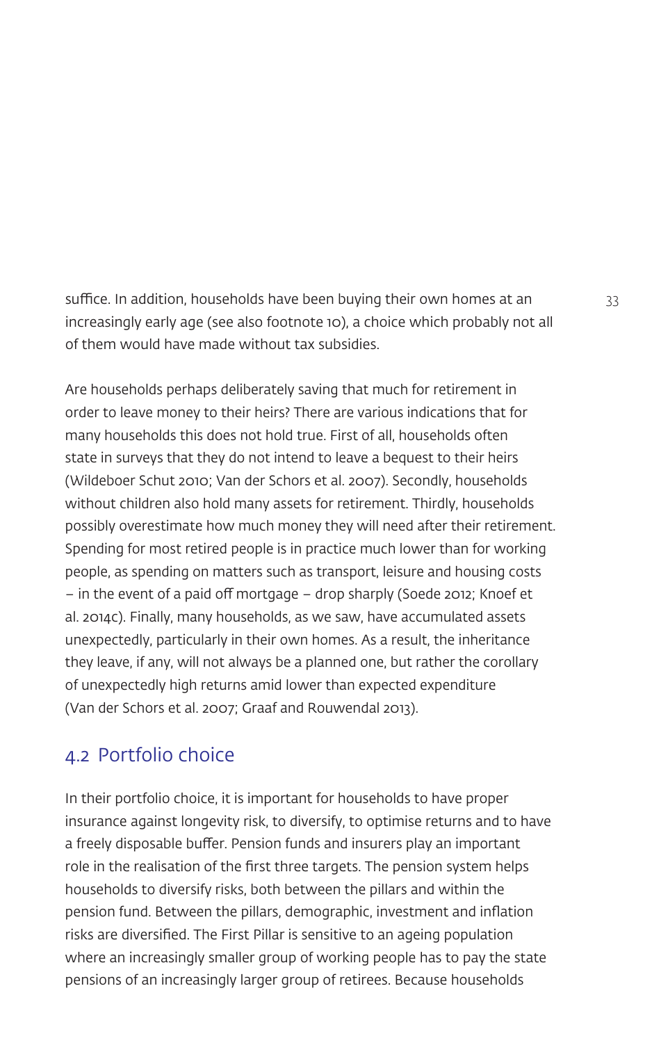suffice. In addition, households have been buying their own homes at an increasingly early age (see also footnote 10), a choice which probably not all of them would have made without tax subsidies.

Are households perhaps deliberately saving that much for retirement in order to leave money to their heirs? There are various indications that for many households this does not hold true. First of all, households often state in surveys that they do not intend to leave a bequest to their heirs (Wildeboer Schut 2010; Van der Schors et al. 2007). Secondly, households without children also hold many assets for retirement. Thirdly, households possibly overestimate how much money they will need after their retirement. Spending for most retired people is in practice much lower than for working people, as spending on matters such as transport, leisure and housing costs – in the event of a paid off mortgage – drop sharply (Soede 2012; Knoef et al. 2014c). Finally, many households, as we saw, have accumulated assets unexpectedly, particularly in their own homes. As a result, the inheritance they leave, if any, will not always be a planned one, but rather the corollary of unexpectedly high returns amid lower than expected expenditure (Van der Schors et al. 2007; Graaf and Rouwendal 2013).

## 4.2 Portfolio choice

In their portfolio choice, it is important for households to have proper insurance against longevity risk, to diversify, to optimise returns and to have a freely disposable buffer. Pension funds and insurers play an important role in the realisation of the first three targets. The pension system helps households to diversify risks, both between the pillars and within the pension fund. Between the pillars, demographic, investment and inflation risks are diversified. The First Pillar is sensitive to an ageing population where an increasingly smaller group of working people has to pay the state pensions of an increasingly larger group of retirees. Because households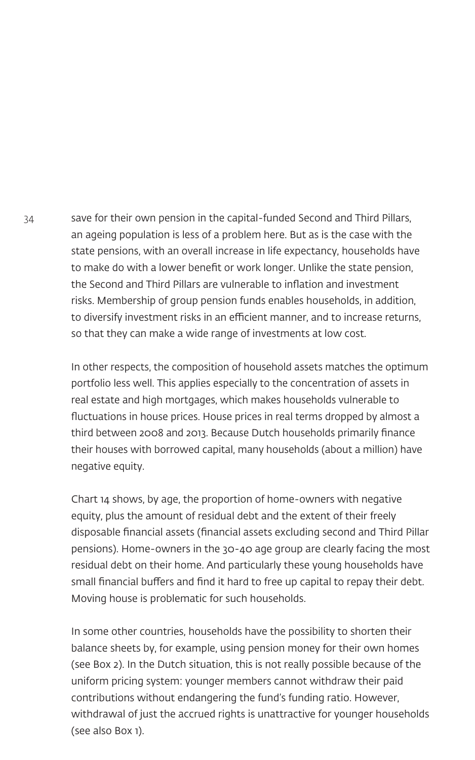save for their own pension in the capital-funded Second and Third Pillars, an ageing population is less of a problem here. But as is the case with the state pensions, with an overall increase in life expectancy, households have to make do with a lower benefit or work longer. Unlike the state pension, the Second and Third Pillars are vulnerable to inflation and investment risks. Membership of group pension funds enables households, in addition, to diversify investment risks in an efficient manner, and to increase returns, so that they can make a wide range of investments at low cost.

In other respects, the composition of household assets matches the optimum portfolio less well. This applies especially to the concentration of assets in real estate and high mortgages, which makes households vulnerable to fluctuations in house prices. House prices in real terms dropped by almost a third between 2008 and 2013. Because Dutch households primarily finance their houses with borrowed capital, many households (about a million) have negative equity.

Chart 14 shows, by age, the proportion of home-owners with negative equity, plus the amount of residual debt and the extent of their freely disposable financial assets (financial assets excluding second and Third Pillar pensions). Home-owners in the 30-40 age group are clearly facing the most residual debt on their home. And particularly these young households have small financial buffers and find it hard to free up capital to repay their debt. Moving house is problematic for such households.

In some other countries, households have the possibility to shorten their balance sheets by, for example, using pension money for their own homes (see Box 2). In the Dutch situation, this is not really possible because of the uniform pricing system: younger members cannot withdraw their paid contributions without endangering the fund's funding ratio. However, withdrawal of just the accrued rights is unattractive for younger households (see also Box 1).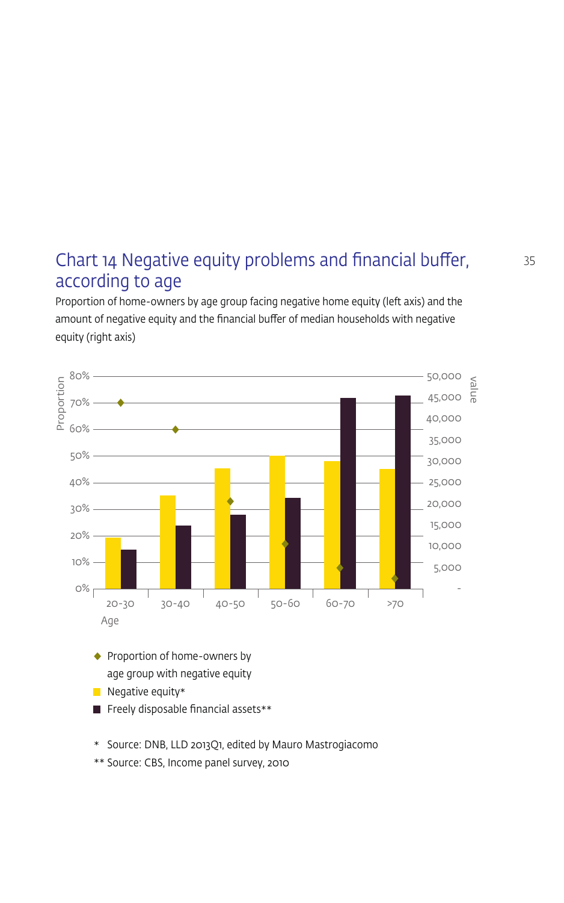## Chart 14 Negative equity problems and financial buffer, according to age

Proportion of home-owners by age group facing negative home equity (left axis) and the amount of negative equity and the financial buffer of median households with negative equity (right axis)

Proportion

80%
70%
60%
50%
40%
30%
20%
10%
0%

value

50,000
45,000
40,000
35,000
30,000
25,000
20,000
15,000
10,000
5,000
-

20-30 30-40 40-50 50-60 60-70 >70

Age

◆ Proportion of home-owners by age group with negative equity

■ Negative equity*

■ Freely disposable financial assets**

\* Source: DNB, LLD 2013Q1, edited by Mauro Mastrogiacomo

\*\* Source: CBS, Income panel survey, 2010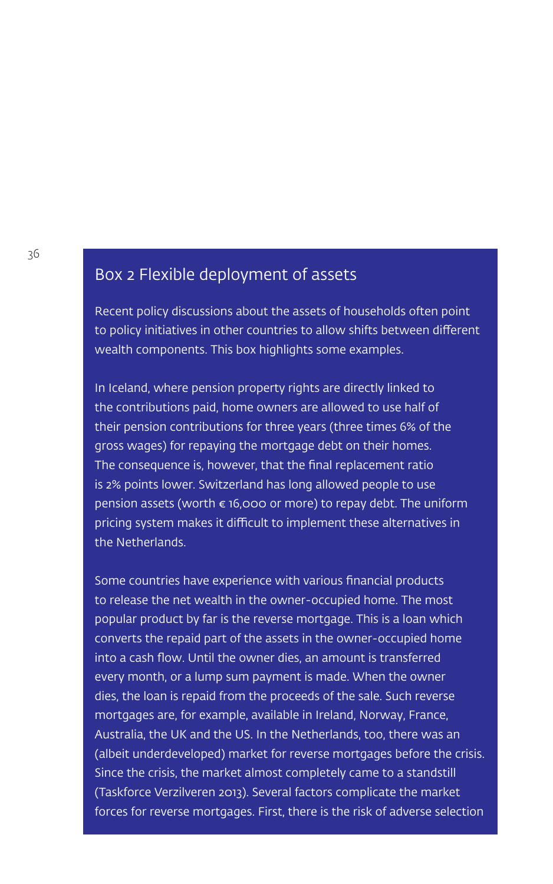## Box 2 Flexible deployment of assets

Recent policy discussions about the assets of households often point to policy initiatives in other countries to allow shifts between different wealth components. This box highlights some examples.

In Iceland, where pension property rights are directly linked to the contributions paid, home owners are allowed to use half of their pension contributions for three years (three times 6% of the gross wages) for repaying the mortgage debt on their homes. The consequence is, however, that the final replacement ratio is 2% points lower. Switzerland has long allowed people to use pension assets (worth € 16,000 or more) to repay debt. The uniform pricing system makes it difficult to implement these alternatives in the Netherlands.

Some countries have experience with various financial products to release the net wealth in the owner-occupied home. The most popular product by far is the reverse mortgage. This is a loan which converts the repaid part of the assets in the owner-occupied home into a cash flow. Until the owner dies, an amount is transferred every month, or a lump sum payment is made. When the owner dies, the loan is repaid from the proceeds of the sale. Such reverse mortgages are, for example, available in Ireland, Norway, France, Australia, the UK and the US. In the Netherlands, too, there was an (albeit underdeveloped) market for reverse mortgages before the crisis. Since the crisis, the market almost completely came to a standstill (Taskforce Verzilveren 2013). Several factors complicate the market forces for reverse mortgages. First, there is the risk of adverse selection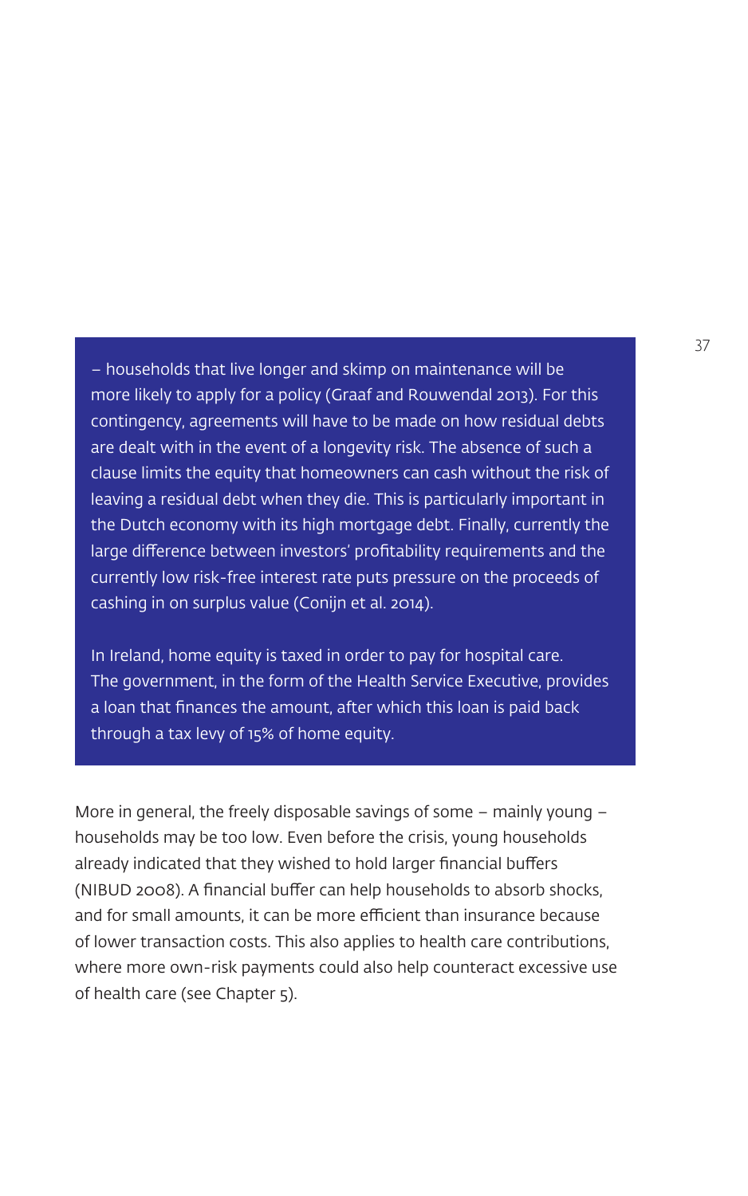– households that live longer and skimp on maintenance will be more likely to apply for a policy (Graaf and Rouwendal 2013). For this contingency, agreements will have to be made on how residual debts are dealt with in the event of a longevity risk. The absence of such a clause limits the equity that homeowners can cash without the risk of leaving a residual debt when they die. This is particularly important in the Dutch economy with its high mortgage debt. Finally, currently the large difference between investors' profitability requirements and the currently low risk-free interest rate puts pressure on the proceeds of cashing in on surplus value (Conijn et al. 2014).

In Ireland, home equity is taxed in order to pay for hospital care. The government, in the form of the Health Service Executive, provides a loan that finances the amount, after which this loan is paid back through a tax levy of 15% of home equity.

More in general, the freely disposable savings of some – mainly young – households may be too low. Even before the crisis, young households already indicated that they wished to hold larger financial buffers (NIBUD 2008). A financial buffer can help households to absorb shocks, and for small amounts, it can be more efficient than insurance because of lower transaction costs. This also applies to health care contributions, where more own-risk payments could also help counteract excessive use of health care (see Chapter 5).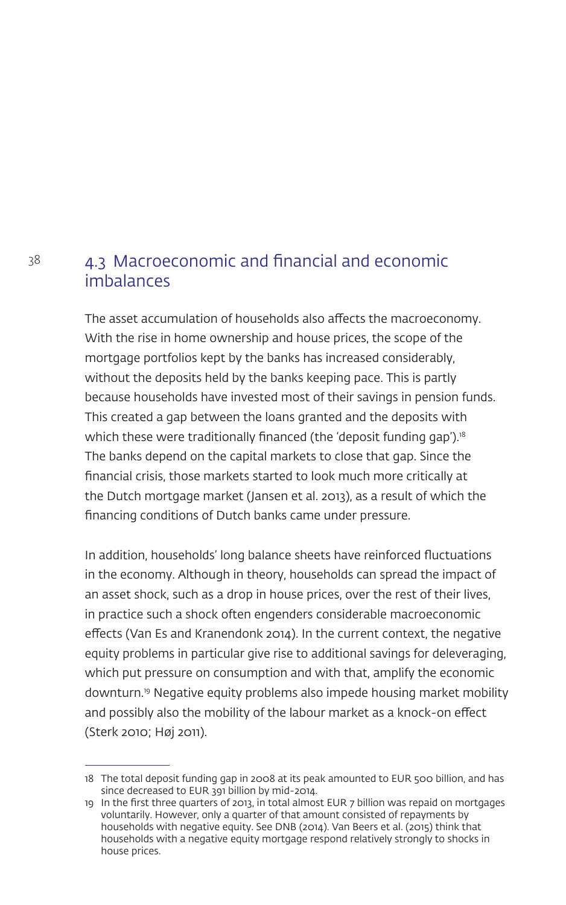## 4.3 Macroeconomic and financial and economic imbalances

The asset accumulation of households also affects the macroeconomy. With the rise in home ownership and house prices, the scope of the mortgage portfolios kept by the banks has increased considerably, without the deposits held by the banks keeping pace. This is partly because households have invested most of their savings in pension funds. This created a gap between the loans granted and the deposits with which these were traditionally financed (the 'deposit funding gap').[18] The banks depend on the capital markets to close that gap. Since the financial crisis, those markets started to look much more critically at the Dutch mortgage market (Jansen et al. 2013), as a result of which the financing conditions of Dutch banks came under pressure.

In addition, households' long balance sheets have reinforced fluctuations in the economy. Although in theory, households can spread the impact of an asset shock, such as a drop in house prices, over the rest of their lives, in practice such a shock often engenders considerable macroeconomic effects (Van Es and Kranendonk 2014). In the current context, the negative equity problems in particular give rise to additional savings for deleveraging, which put pressure on consumption and with that, amplify the economic downturn.[19] Negative equity problems also impede housing market mobility and possibly also the mobility of the labour market as a knock-on effect (Sterk 2010; Høj 2011).

---

18 The total deposit funding gap in 2008 at its peak amounted to EUR 500 billion, and has since decreased to EUR 391 billion by mid-2014.

19 In the first three quarters of 2013, in total almost EUR 7 billion was repaid on mortgages voluntarily. However, only a quarter of that amount consisted of repayments by households with negative equity. See DNB (2014). Van Beers et al. (2015) think that households with a negative equity mortgage respond relatively strongly to shocks in house prices.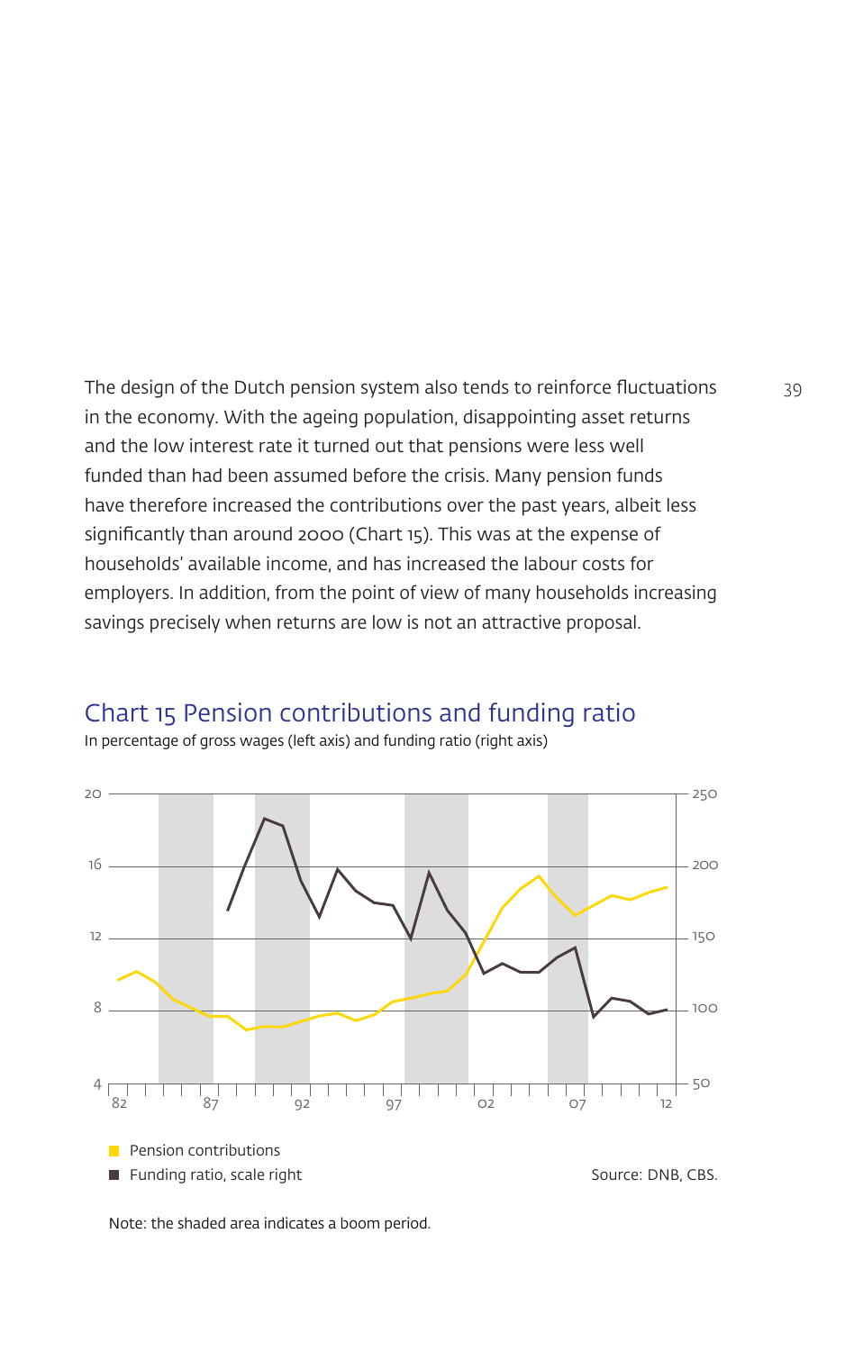The design of the Dutch pension system also tends to reinforce fluctuations in the economy. With the ageing population, disappointing asset returns and the low interest rate it turned out that pensions were less well funded than had been assumed before the crisis. Many pension funds have therefore increased the contributions over the past years, albeit less significantly than around 2000 (Chart 15). This was at the expense of households' available income, and has increased the labour costs for employers. In addition, from the point of view of many households increasing savings precisely when returns are low is not an attractive proposal.

## Chart 15 Pension contributions and funding ratio

In percentage of gross wages (left axis) and funding ratio (right axis)

- Pension contributions
- Funding ratio, scale right

Source: DNB, CBS.

Note: the shaded area indicates a boom period.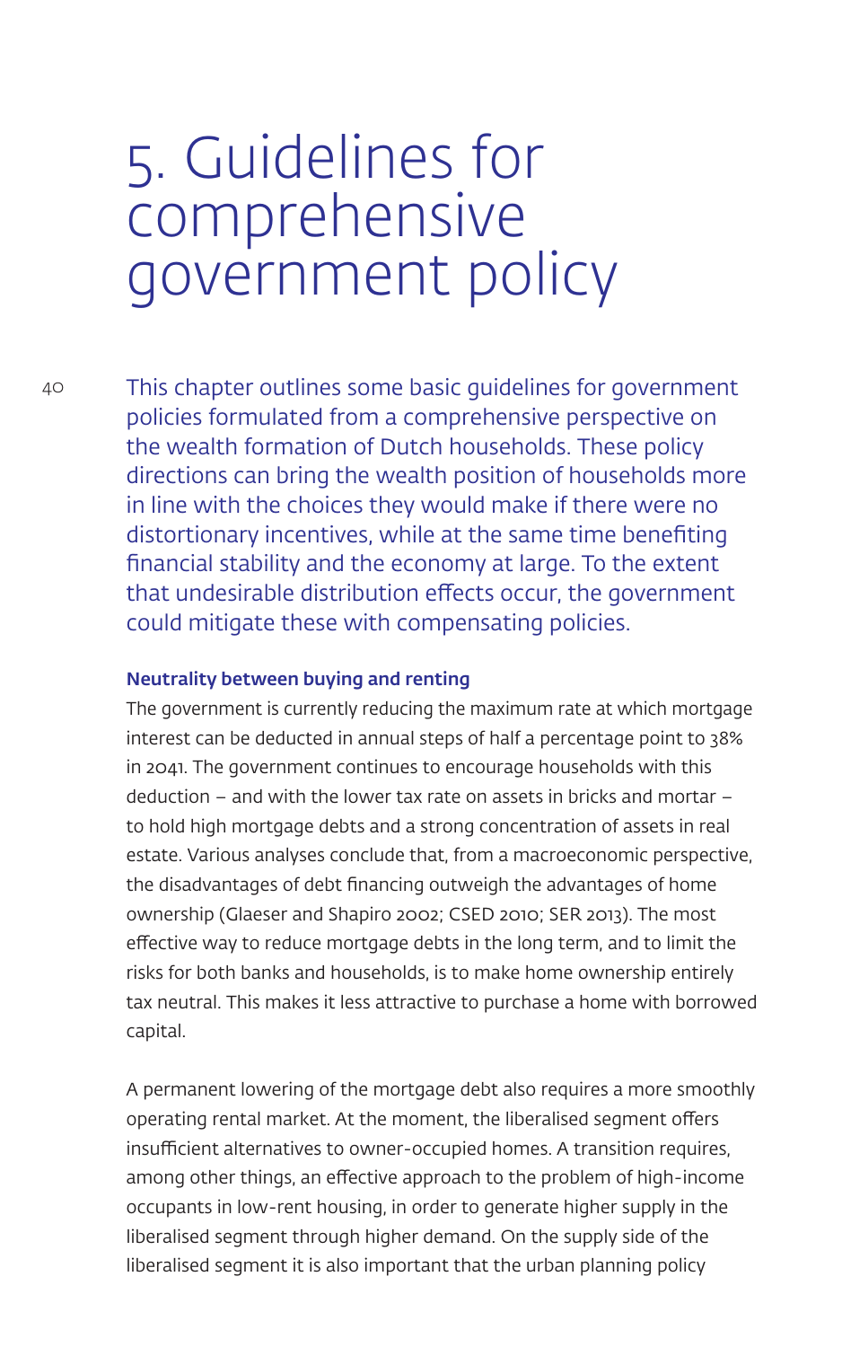# 5. Guidelines for comprehensive government policy

This chapter outlines some basic guidelines for government policies formulated from a comprehensive perspective on the wealth formation of Dutch households. These policy directions can bring the wealth position of households more in line with the choices they would make if there were no distortionary incentives, while at the same time benefiting financial stability and the economy at large. To the extent that undesirable distribution effects occur, the government could mitigate these with compensating policies.

**Neutrality between buying and renting**

The government is currently reducing the maximum rate at which mortgage interest can be deducted in annual steps of half a percentage point to 38% in 2041. The government continues to encourage households with this deduction – and with the lower tax rate on assets in bricks and mortar – to hold high mortgage debts and a strong concentration of assets in real estate. Various analyses conclude that, from a macroeconomic perspective, the disadvantages of debt financing outweigh the advantages of home ownership (Glaeser and Shapiro 2002; CSED 2010; SER 2013). The most effective way to reduce mortgage debts in the long term, and to limit the risks for both banks and households, is to make home ownership entirely tax neutral. This makes it less attractive to purchase a home with borrowed capital.

A permanent lowering of the mortgage debt also requires a more smoothly operating rental market. At the moment, the liberalised segment offers insufficient alternatives to owner-occupied homes. A transition requires, among other things, an effective approach to the problem of high-income occupants in low-rent housing, in order to generate higher supply in the liberalised segment through higher demand. On the supply side of the liberalised segment it is also important that the urban planning policy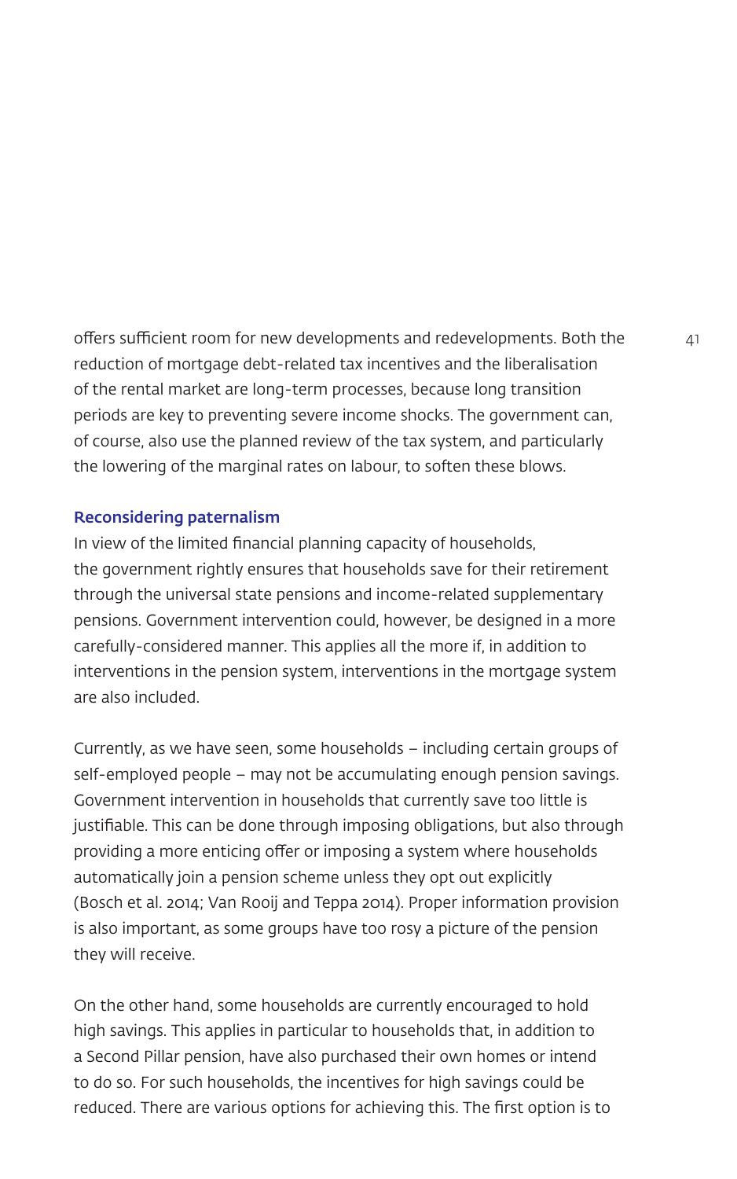offers sufficient room for new developments and redevelopments. Both the reduction of mortgage debt-related tax incentives and the liberalisation of the rental market are long-term processes, because long transition periods are key to preventing severe income shocks. The government can, of course, also use the planned review of the tax system, and particularly the lowering of the marginal rates on labour, to soften these blows.

### Reconsidering paternalism

In view of the limited financial planning capacity of households, the government rightly ensures that households save for their retirement through the universal state pensions and income-related supplementary pensions. Government intervention could, however, be designed in a more carefully-considered manner. This applies all the more if, in addition to interventions in the pension system, interventions in the mortgage system are also included.

Currently, as we have seen, some households – including certain groups of self-employed people – may not be accumulating enough pension savings. Government intervention in households that currently save too little is justifiable. This can be done through imposing obligations, but also through providing a more enticing offer or imposing a system where households automatically join a pension scheme unless they opt out explicitly (Bosch et al. 2014; Van Rooij and Teppa 2014). Proper information provision is also important, as some groups have too rosy a picture of the pension they will receive.

On the other hand, some households are currently encouraged to hold high savings. This applies in particular to households that, in addition to a Second Pillar pension, have also purchased their own homes or intend to do so. For such households, the incentives for high savings could be reduced. There are various options for achieving this. The first option is to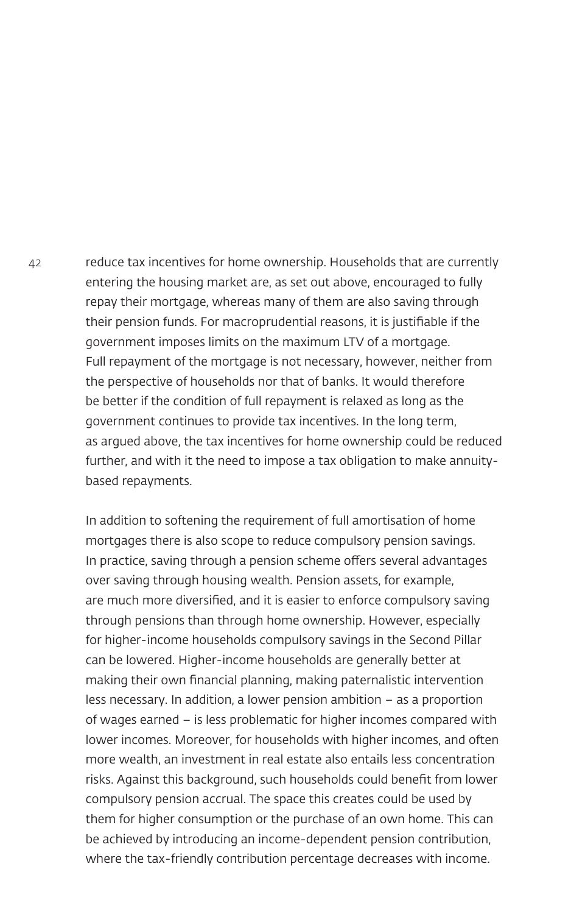reduce tax incentives for home ownership. Households that are currently entering the housing market are, as set out above, encouraged to fully repay their mortgage, whereas many of them are also saving through their pension funds. For macroprudential reasons, it is justifiable if the government imposes limits on the maximum LTV of a mortgage. Full repayment of the mortgage is not necessary, however, neither from the perspective of households nor that of banks. It would therefore be better if the condition of full repayment is relaxed as long as the government continues to provide tax incentives. In the long term, as argued above, the tax incentives for home ownership could be reduced further, and with it the need to impose a tax obligation to make annuity-based repayments.

In addition to softening the requirement of full amortisation of home mortgages there is also scope to reduce compulsory pension savings. In practice, saving through a pension scheme offers several advantages over saving through housing wealth. Pension assets, for example, are much more diversified, and it is easier to enforce compulsory saving through pensions than through home ownership. However, especially for higher-income households compulsory savings in the Second Pillar can be lowered. Higher-income households are generally better at making their own financial planning, making paternalistic intervention less necessary. In addition, a lower pension ambition – as a proportion of wages earned – is less problematic for higher incomes compared with lower incomes. Moreover, for households with higher incomes, and often more wealth, an investment in real estate also entails less concentration risks. Against this background, such households could benefit from lower compulsory pension accrual. The space this creates could be used by them for higher consumption or the purchase of an own home. This can be achieved by introducing an income-dependent pension contribution, where the tax-friendly contribution percentage decreases with income.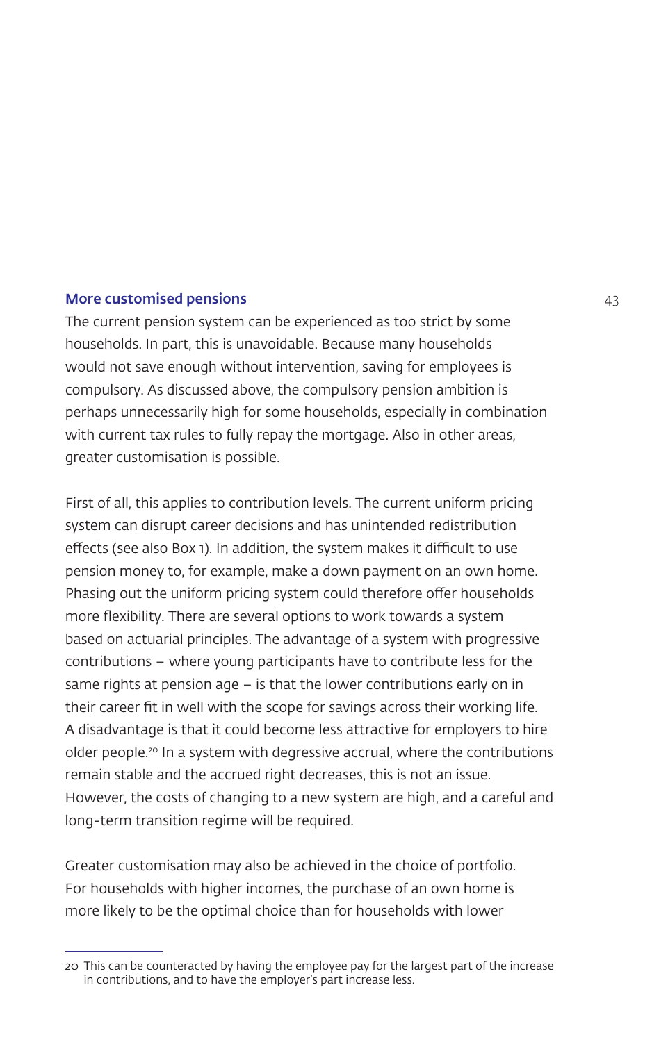### More customised pensions

The current pension system can be experienced as too strict by some households. In part, this is unavoidable. Because many households would not save enough without intervention, saving for employees is compulsory. As discussed above, the compulsory pension ambition is perhaps unnecessarily high for some households, especially in combination with current tax rules to fully repay the mortgage. Also in other areas, greater customisation is possible.

First of all, this applies to contribution levels. The current uniform pricing system can disrupt career decisions and has unintended redistribution effects (see also Box 1). In addition, the system makes it difficult to use pension money to, for example, make a down payment on an own home. Phasing out the uniform pricing system could therefore offer households more flexibility. There are several options to work towards a system based on actuarial principles. The advantage of a system with progressive contributions – where young participants have to contribute less for the same rights at pension age – is that the lower contributions early on in their career fit in well with the scope for savings across their working life. A disadvantage is that it could become less attractive for employers to hire older people.[20] In a system with degressive accrual, where the contributions remain stable and the accrued right decreases, this is not an issue. However, the costs of changing to a new system are high, and a careful and long-term transition regime will be required.

Greater customisation may also be achieved in the choice of portfolio. For households with higher incomes, the purchase of an own home is more likely to be the optimal choice than for households with lower

---

20 This can be counteracted by having the employee pay for the largest part of the increase in contributions, and to have the employer's part increase less.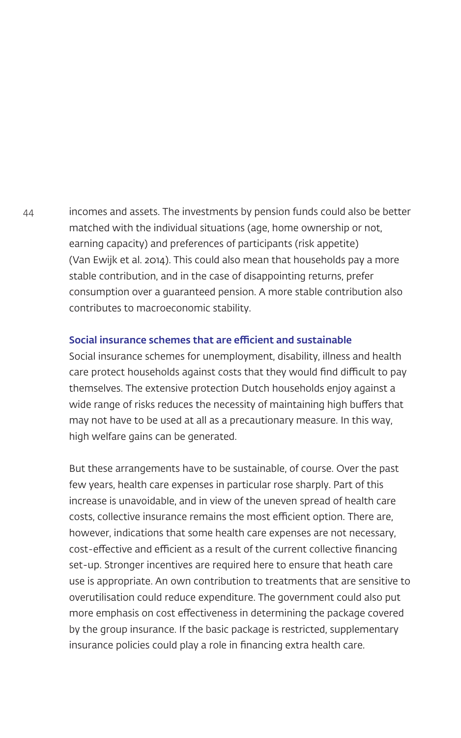incomes and assets. The investments by pension funds could also be better matched with the individual situations (age, home ownership or not, earning capacity) and preferences of participants (risk appetite) (Van Ewijk et al. 2014). This could also mean that households pay a more stable contribution, and in the case of disappointing returns, prefer consumption over a guaranteed pension. A more stable contribution also contributes to macroeconomic stability.

### Social insurance schemes that are efficient and sustainable

Social insurance schemes for unemployment, disability, illness and health care protect households against costs that they would find difficult to pay themselves. The extensive protection Dutch households enjoy against a wide range of risks reduces the necessity of maintaining high buffers that may not have to be used at all as a precautionary measure. In this way, high welfare gains can be generated.

But these arrangements have to be sustainable, of course. Over the past few years, health care expenses in particular rose sharply. Part of this increase is unavoidable, and in view of the uneven spread of health care costs, collective insurance remains the most efficient option. There are, however, indications that some health care expenses are not necessary, cost-effective and efficient as a result of the current collective financing set-up. Stronger incentives are required here to ensure that heath care use is appropriate. An own contribution to treatments that are sensitive to overutilisation could reduce expenditure. The government could also put more emphasis on cost effectiveness in determining the package covered by the group insurance. If the basic package is restricted, supplementary insurance policies could play a role in financing extra health care.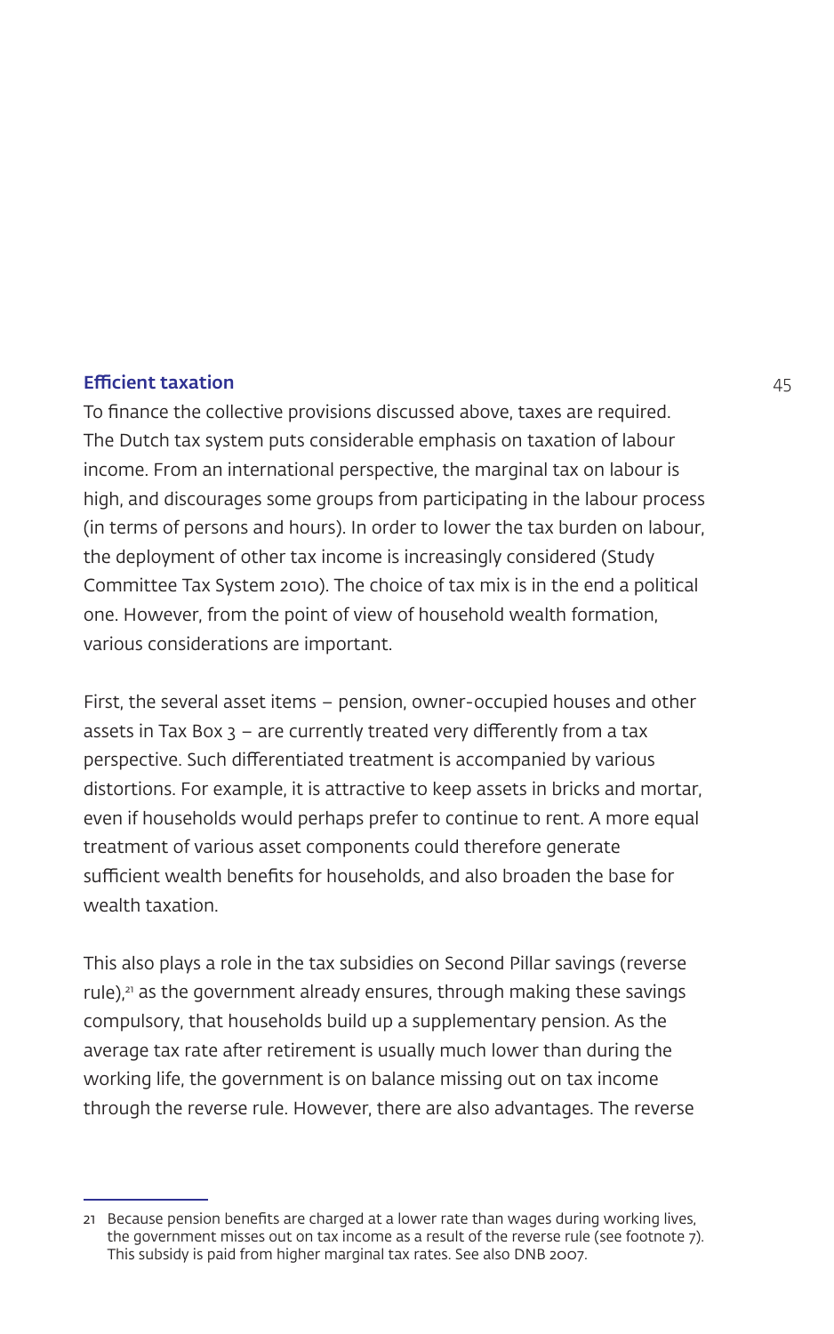## Efficient taxation

To finance the collective provisions discussed above, taxes are required. The Dutch tax system puts considerable emphasis on taxation of labour income. From an international perspective, the marginal tax on labour is high, and discourages some groups from participating in the labour process (in terms of persons and hours). In order to lower the tax burden on labour, the deployment of other tax income is increasingly considered (Study Committee Tax System 2010). The choice of tax mix is in the end a political one. However, from the point of view of household wealth formation, various considerations are important.

First, the several asset items – pension, owner-occupied houses and other assets in Tax Box 3 – are currently treated very differently from a tax perspective. Such differentiated treatment is accompanied by various distortions. For example, it is attractive to keep assets in bricks and mortar, even if households would perhaps prefer to continue to rent. A more equal treatment of various asset components could therefore generate sufficient wealth benefits for households, and also broaden the base for wealth taxation.

This also plays a role in the tax subsidies on Second Pillar savings (reverse rule),[21] as the government already ensures, through making these savings compulsory, that households build up a supplementary pension. As the average tax rate after retirement is usually much lower than during the working life, the government is on balance missing out on tax income through the reverse rule. However, there are also advantages. The reverse

---

21 Because pension benefits are charged at a lower rate than wages during working lives, the government misses out on tax income as a result of the reverse rule (see footnote 7). This subsidy is paid from higher marginal tax rates. See also DNB 2007.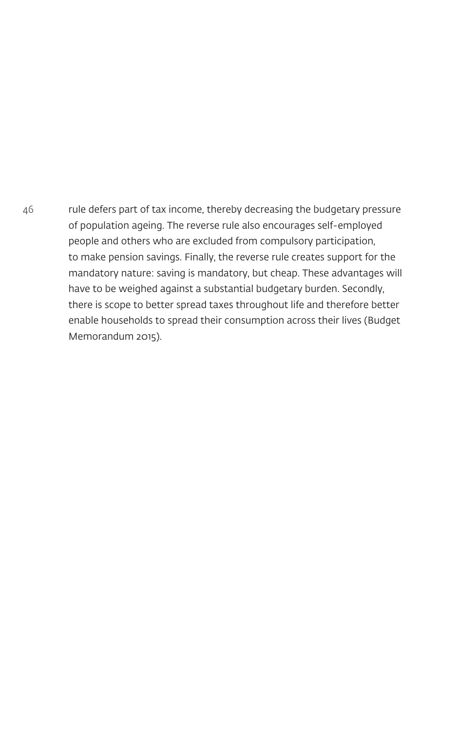rule defers part of tax income, thereby decreasing the budgetary pressure of population ageing. The reverse rule also encourages self-employed people and others who are excluded from compulsory participation, to make pension savings. Finally, the reverse rule creates support for the mandatory nature: saving is mandatory, but cheap. These advantages will have to be weighed against a substantial budgetary burden. Secondly, there is scope to better spread taxes throughout life and therefore better enable households to spread their consumption across their lives (Budget Memorandum 2015).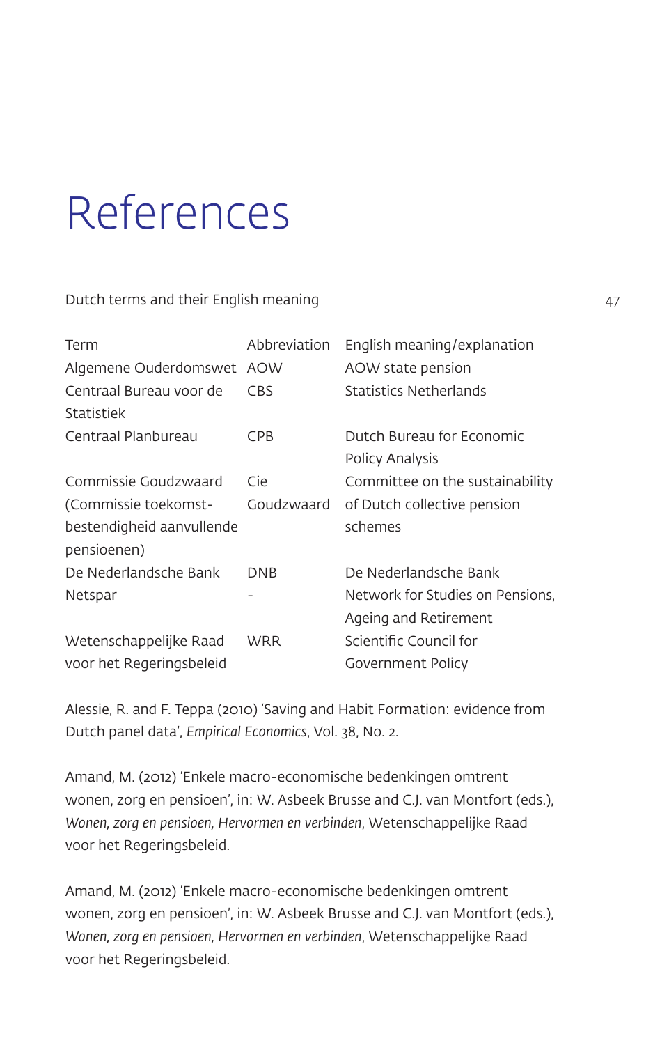# References

Dutch terms and their English meaning

| Term | Abbreviation | English meaning/explanation |
|---|---|---|
| Algemene Ouderdomswet | AOW | AOW state pension |
| Centraal Bureau voor de Statistiek | CBS | Statistics Netherlands |
| Centraal Planbureau | CPB | Dutch Bureau for Economic Policy Analysis |
| Commissie Goudzwaard (Commissie toekomst-bestendigheid aanvullende pensioenen) | Cie Goudzwaard | Committee on the sustainability of Dutch collective pension schemes |
| De Nederlandsche Bank | DNB | De Nederlandsche Bank |
| Netspar | - | Network for Studies on Pensions, Ageing and Retirement |
| Wetenschappelijke Raad voor het Regeringsbeleid | WRR | Scientific Council for Government Policy |

Alessie, R. and F. Teppa (2010) 'Saving and Habit Formation: evidence from Dutch panel data', *Empirical Economics*, Vol. 38, No. 2.

Amand, M. (2012) 'Enkele macro-economische bedenkingen omtrent wonen, zorg en pensioen', in: W. Asbeek Brusse and C.J. van Montfort (eds.), *Wonen, zorg en pensioen, Hervormen en verbinden*, Wetenschappelijke Raad voor het Regeringsbeleid.

Amand, M. (2012) 'Enkele macro-economische bedenkingen omtrent wonen, zorg en pensioen', in: W. Asbeek Brusse and C.J. van Montfort (eds.), *Wonen, zorg en pensioen, Hervormen en verbinden*, Wetenschappelijke Raad voor het Regeringsbeleid.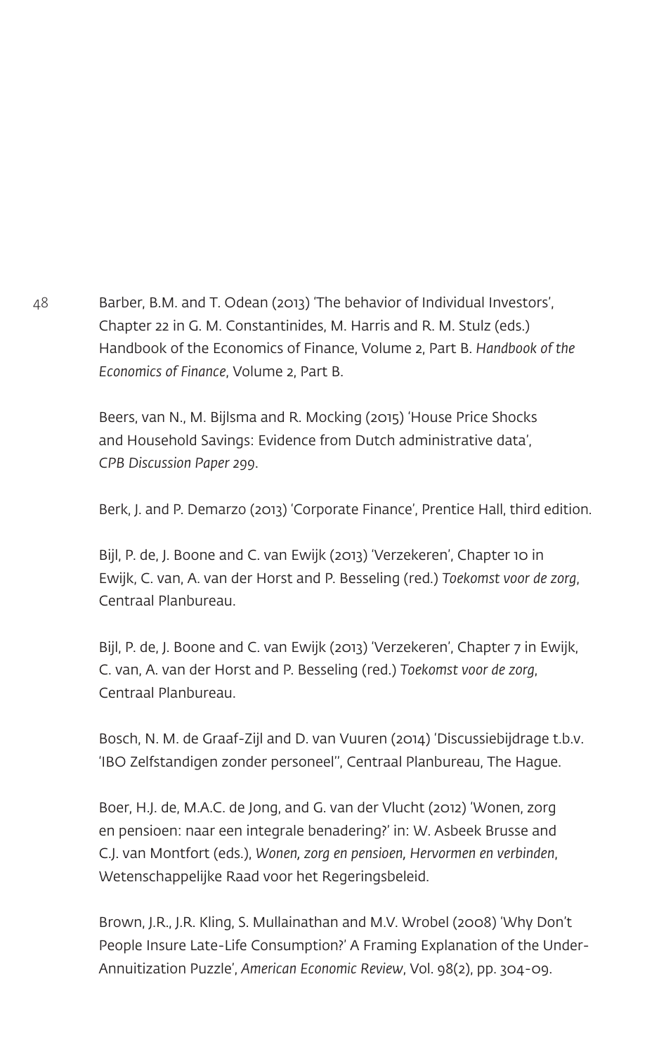Barber, B.M. and T. Odean (2013) 'The behavior of Individual Investors', Chapter 22 in G. M. Constantinides, M. Harris and R. M. Stulz (eds.) Handbook of the Economics of Finance, Volume 2, Part B. *Handbook of the Economics of Finance*, Volume 2, Part B.

Beers, van N., M. Bijlsma and R. Mocking (2015) 'House Price Shocks and Household Savings: Evidence from Dutch administrative data', *CPB Discussion Paper 299*.

Berk, J. and P. Demarzo (2013) 'Corporate Finance', Prentice Hall, third edition.

Bijl, P. de, J. Boone and C. van Ewijk (2013) 'Verzekeren', Chapter 10 in Ewijk, C. van, A. van der Horst and P. Besseling (red.) *Toekomst voor de zorg*, Centraal Planbureau.

Bijl, P. de, J. Boone and C. van Ewijk (2013) 'Verzekeren', Chapter 7 in Ewijk, C. van, A. van der Horst and P. Besseling (red.) *Toekomst voor de zorg*, Centraal Planbureau.

Bosch, N. M. de Graaf-Zijl and D. van Vuuren (2014) 'Discussiebijdrage t.b.v. 'IBO Zelfstandigen zonder personeel'', Centraal Planbureau, The Hague.

Boer, H.J. de, M.A.C. de Jong, and G. van der Vlucht (2012) 'Wonen, zorg en pensioen: naar een integrale benadering?' in: W. Asbeek Brusse and C.J. van Montfort (eds.), *Wonen, zorg en pensioen, Hervormen en verbinden*, Wetenschappelijke Raad voor het Regeringsbeleid.

Brown, J.R., J.R. Kling, S. Mullainathan and M.V. Wrobel (2008) 'Why Don't People Insure Late-Life Consumption?' A Framing Explanation of the Under-Annuitization Puzzle', *American Economic Review*, Vol. 98(2), pp. 304-09.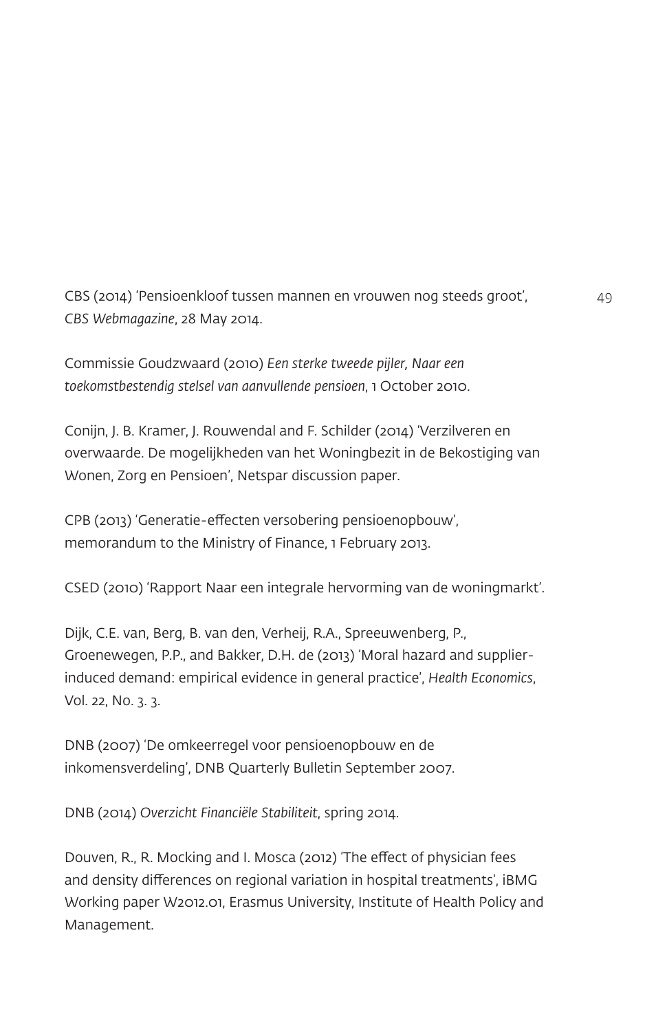CBS (2014) 'Pensioenkloof tussen mannen en vrouwen nog steeds groot', *CBS Webmagazine*, 28 May 2014.

Commissie Goudzwaard (2010) *Een sterke tweede pijler, Naar een toekomstbestendig stelsel van aanvullende pensioen*, 1 October 2010.

Conijn, J. B. Kramer, J. Rouwendal and F. Schilder (2014) 'Verzilveren en overwaarde. De mogelijkheden van het Woningbezit in de Bekostiging van Wonen, Zorg en Pensioen', Netspar discussion paper.

CPB (2013) 'Generatie-effecten versobering pensioenopbouw', memorandum to the Ministry of Finance, 1 February 2013.

CSED (2010) 'Rapport Naar een integrale hervorming van de woningmarkt'.

Dijk, C.E. van, Berg, B. van den, Verheij, R.A., Spreeuwenberg, P., Groenewegen, P.P., and Bakker, D.H. de (2013) 'Moral hazard and supplier-induced demand: empirical evidence in general practice', *Health Economics*, Vol. 22, No. 3. 3.

DNB (2007) 'De omkeerregel voor pensioenopbouw en de inkomensverdeling', DNB Quarterly Bulletin September 2007.

DNB (2014) *Overzicht Financiële Stabiliteit*, spring 2014.

Douven, R., R. Mocking and I. Mosca (2012) 'The effect of physician fees and density differences on regional variation in hospital treatments', iBMG Working paper W2012.01, Erasmus University, Institute of Health Policy and Management.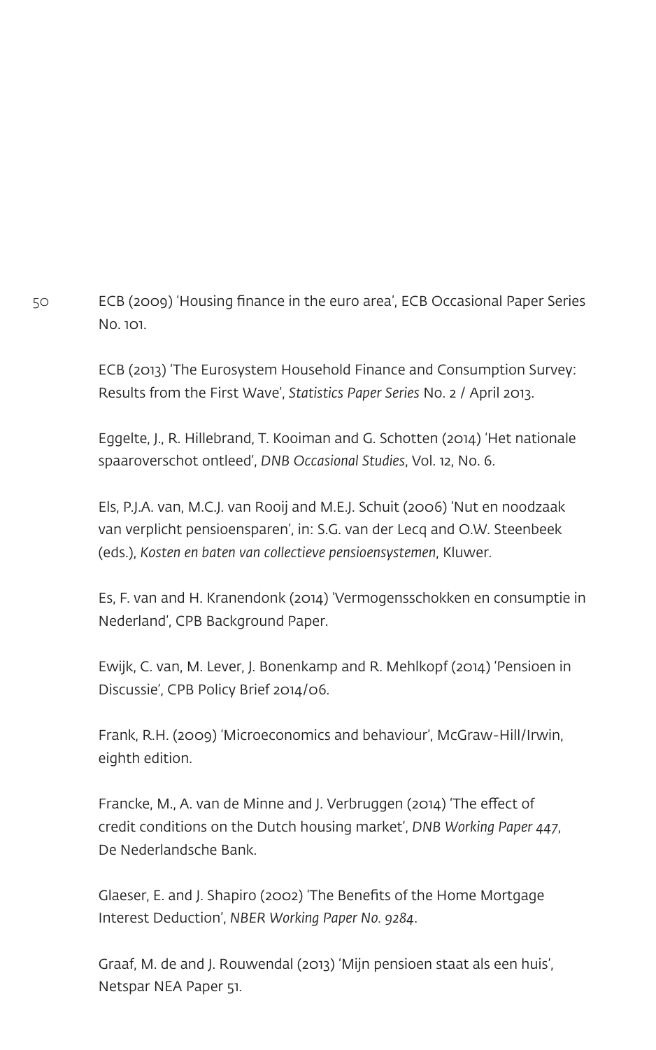ECB (2009) 'Housing finance in the euro area', ECB Occasional Paper Series No. 101.

ECB (2013) 'The Eurosystem Household Finance and Consumption Survey: Results from the First Wave', *Statistics Paper Series* No. 2 / April 2013.

Eggelte, J., R. Hillebrand, T. Kooiman and G. Schotten (2014) 'Het nationale spaaroverschot ontleed', *DNB Occasional Studies*, Vol. 12, No. 6.

Els, P.J.A. van, M.C.J. van Rooij and M.E.J. Schuit (2006) 'Nut en noodzaak van verplicht pensioensparen', in: S.G. van der Lecq and O.W. Steenbeek (eds.), *Kosten en baten van collectieve pensioensystemen*, Kluwer.

Es, F. van and H. Kranendonk (2014) 'Vermogensschokken en consumptie in Nederland', CPB Background Paper.

Ewijk, C. van, M. Lever, J. Bonenkamp and R. Mehlkopf (2014) 'Pensioen in Discussie', CPB Policy Brief 2014/06.

Frank, R.H. (2009) 'Microeconomics and behaviour', McGraw-Hill/Irwin, eighth edition.

Francke, M., A. van de Minne and J. Verbruggen (2014) 'The effect of credit conditions on the Dutch housing market', *DNB Working Paper 447*, De Nederlandsche Bank.

Glaeser, E. and J. Shapiro (2002) 'The Benefits of the Home Mortgage Interest Deduction', *NBER Working Paper No. 9284*.

Graaf, M. de and J. Rouwendal (2013) 'Mijn pensioen staat als een huis', Netspar NEA Paper 51.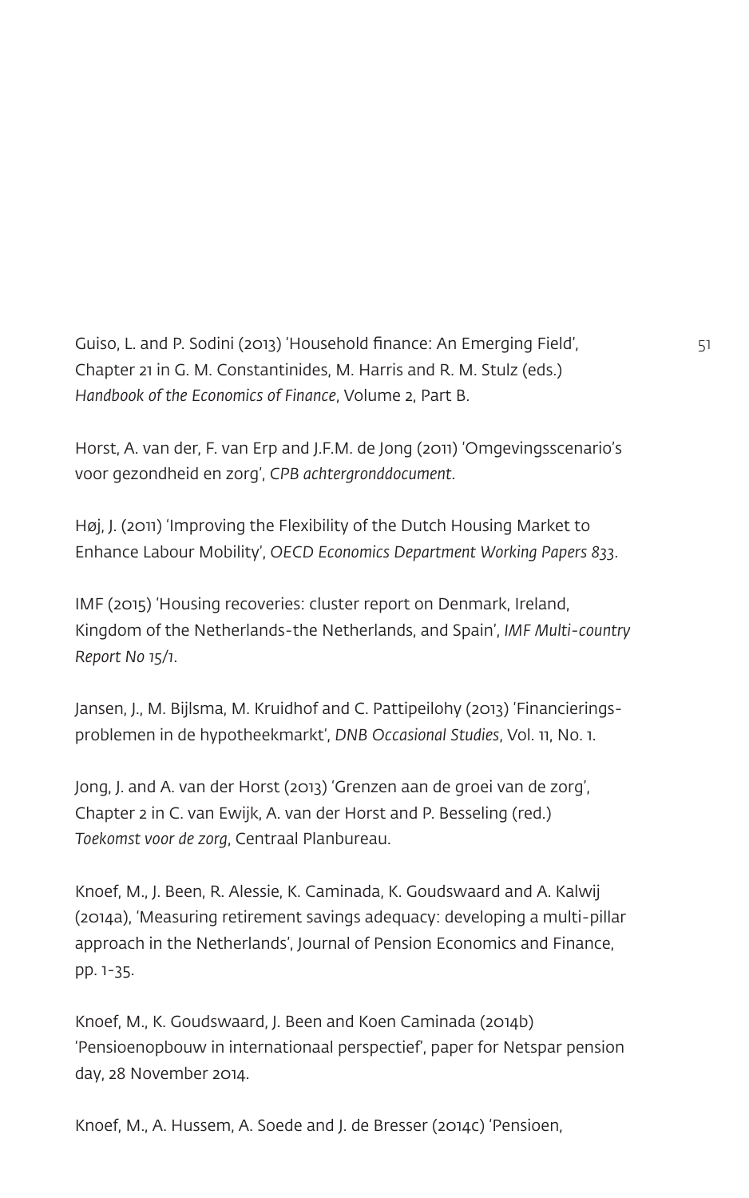Guiso, L. and P. Sodini (2013) 'Household finance: An Emerging Field', Chapter 21 in G. M. Constantinides, M. Harris and R. M. Stulz (eds.) *Handbook of the Economics of Finance*, Volume 2, Part B.

Horst, A. van der, F. van Erp and J.F.M. de Jong (2011) 'Omgevingsscenario's voor gezondheid en zorg', *CPB achtergronddocument*.

Høj, J. (2011) 'Improving the Flexibility of the Dutch Housing Market to Enhance Labour Mobility', *OECD Economics Department Working Papers 833*.

IMF (2015) 'Housing recoveries: cluster report on Denmark, Ireland, Kingdom of the Netherlands-the Netherlands, and Spain', *IMF Multi-country Report No 15/1*.

Jansen, J., M. Bijlsma, M. Kruidhof and C. Pattipeilohy (2013) 'Financieringsproblemen in de hypotheekmarkt', *DNB Occasional Studies*, Vol. 11, No. 1.

Jong, J. and A. van der Horst (2013) 'Grenzen aan de groei van de zorg', Chapter 2 in C. van Ewijk, A. van der Horst and P. Besseling (red.) *Toekomst voor de zorg*, Centraal Planbureau.

Knoef, M., J. Been, R. Alessie, K. Caminada, K. Goudswaard and A. Kalwij (2014a), 'Measuring retirement savings adequacy: developing a multi-pillar approach in the Netherlands', Journal of Pension Economics and Finance, pp. 1-35.

Knoef, M., K. Goudswaard, J. Been and Koen Caminada (2014b) 'Pensioenopbouw in internationaal perspectief', paper for Netspar pension day, 28 November 2014.

Knoef, M., A. Hussem, A. Soede and J. de Bresser (2014c) 'Pensioen,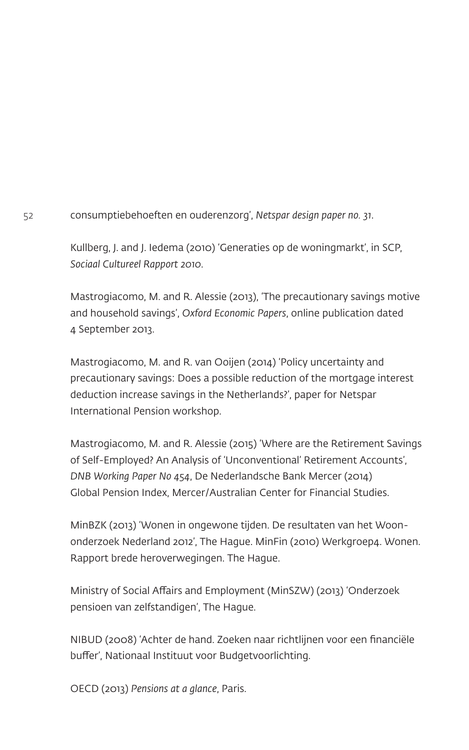consumptiebehoeften en ouderenzorg', *Netspar design paper no. 31*.

Kullberg, J. and J. Iedema (2010) 'Generaties op de woningmarkt', in SCP, *Sociaal Cultureel Rapport 2010*.

Mastrogiacomo, M. and R. Alessie (2013), 'The precautionary savings motive and household savings', *Oxford Economic Papers*, online publication dated 4 September 2013.

Mastrogiacomo, M. and R. van Ooijen (2014) 'Policy uncertainty and precautionary savings: Does a possible reduction of the mortgage interest deduction increase savings in the Netherlands?', paper for Netspar International Pension workshop.

Mastrogiacomo, M. and R. Alessie (2015) 'Where are the Retirement Savings of Self-Employed? An Analysis of 'Unconventional' Retirement Accounts', *DNB Working Paper No 454*, De Nederlandsche Bank Mercer (2014) Global Pension Index, Mercer/Australian Center for Financial Studies.

MinBZK (2013) 'Wonen in ongewone tijden. De resultaten van het Woononderzoek Nederland 2012', The Hague. MinFin (2010) Werkgroep4. Wonen. Rapport brede heroverwegingen. The Hague.

Ministry of Social Affairs and Employment (MinSZW) (2013) 'Onderzoek pensioen van zelfstandigen', The Hague.

NIBUD (2008) 'Achter de hand. Zoeken naar richtlijnen voor een financiële buffer', Nationaal Instituut voor Budgetvoorlichting.

OECD (2013) *Pensions at a glance*, Paris.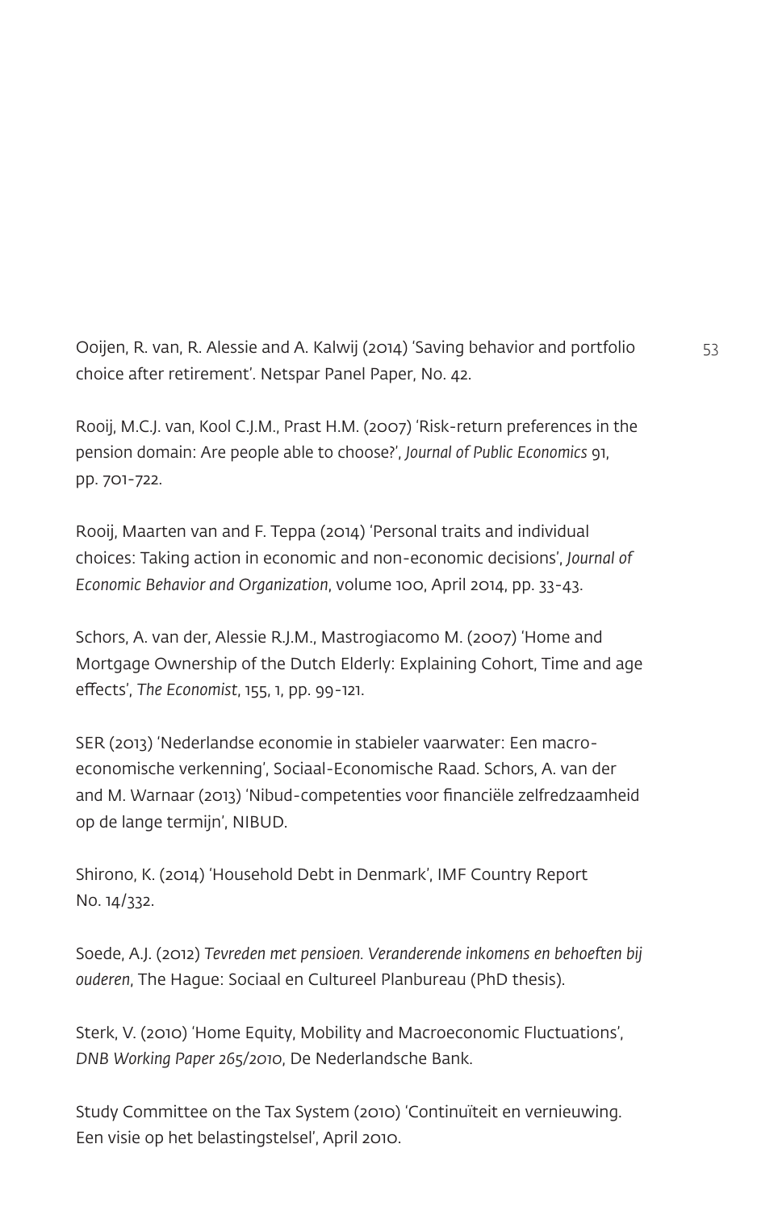Ooijen, R. van, R. Alessie and A. Kalwij (2014) 'Saving behavior and portfolio choice after retirement'. Netspar Panel Paper, No. 42.

Rooij, M.C.J. van, Kool C.J.M., Prast H.M. (2007) 'Risk-return preferences in the pension domain: Are people able to choose?', *Journal of Public Economics* 91, pp. 701-722.

Rooij, Maarten van and F. Teppa (2014) 'Personal traits and individual choices: Taking action in economic and non-economic decisions', *Journal of Economic Behavior and Organization*, volume 100, April 2014, pp. 33-43.

Schors, A. van der, Alessie R.J.M., Mastrogiacomo M. (2007) 'Home and Mortgage Ownership of the Dutch Elderly: Explaining Cohort, Time and age effects', *The Economist*, 155, 1, pp. 99-121.

SER (2013) 'Nederlandse economie in stabieler vaarwater: Een macro-economische verkenning', Sociaal-Economische Raad. Schors, A. van der and M. Warnaar (2013) 'Nibud-competenties voor financiële zelfredzaamheid op de lange termijn', NIBUD.

Shirono, K. (2014) 'Household Debt in Denmark', IMF Country Report No. 14/332.

Soede, A.J. (2012) *Tevreden met pensioen. Veranderende inkomens en behoeften bij ouderen*, The Hague: Sociaal en Cultureel Planbureau (PhD thesis).

Sterk, V. (2010) 'Home Equity, Mobility and Macroeconomic Fluctuations', *DNB Working Paper 265/2010*, De Nederlandsche Bank.

Study Committee on the Tax System (2010) 'Continuïteit en vernieuwing. Een visie op het belastingstelsel', April 2010.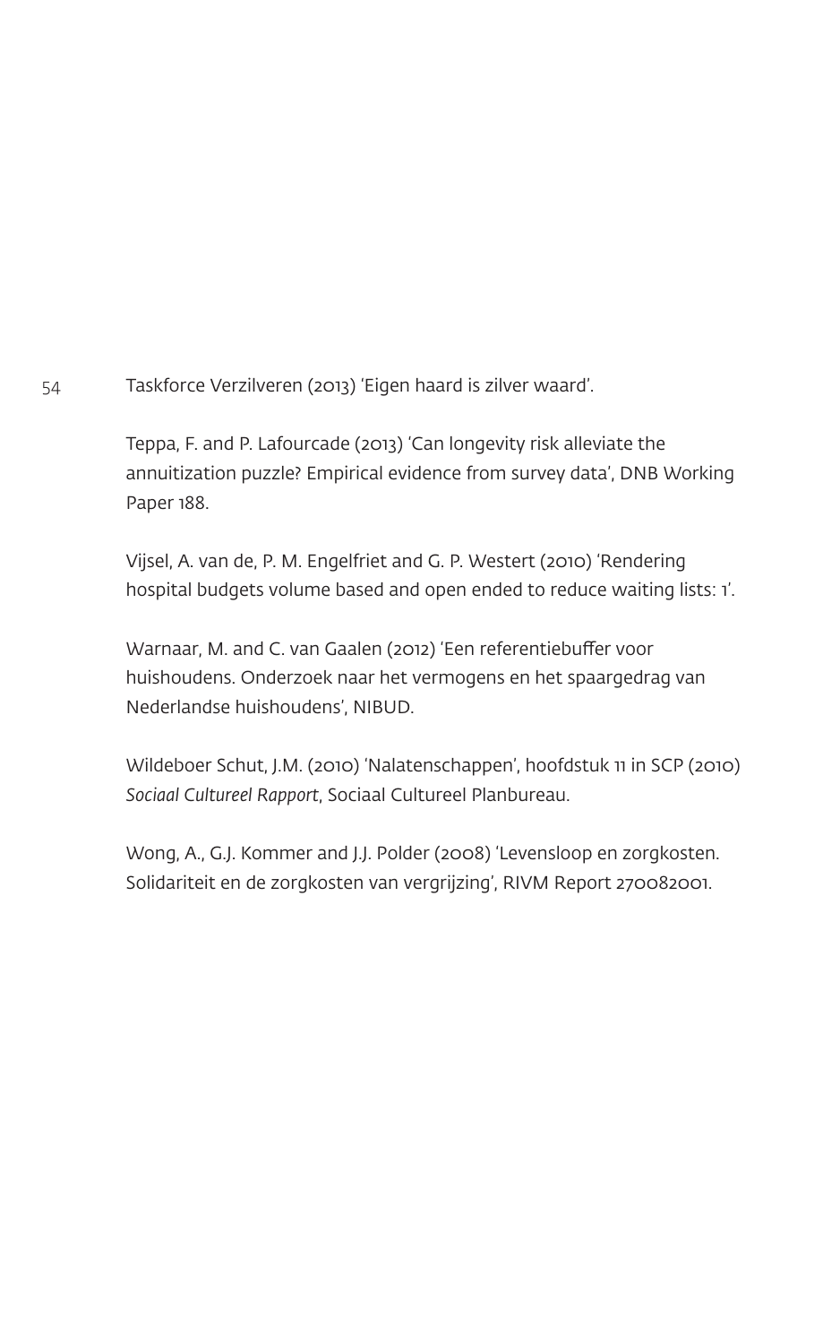Taskforce Verzilveren (2013) 'Eigen haard is zilver waard'.

Teppa, F. and P. Lafourcade (2013) 'Can longevity risk alleviate the annuitization puzzle? Empirical evidence from survey data', DNB Working Paper 188.

Vijsel, A. van de, P. M. Engelfriet and G. P. Westert (2010) 'Rendering hospital budgets volume based and open ended to reduce waiting lists: 1'.

Warnaar, M. and C. van Gaalen (2012) 'Een referentiebuffer voor huishoudens. Onderzoek naar het vermogens en het spaargedrag van Nederlandse huishoudens', NIBUD.

Wildeboer Schut, J.M. (2010) 'Nalatenschappen', hoofdstuk 11 in SCP (2010) *Sociaal Cultureel Rapport*, Sociaal Cultureel Planbureau.

Wong, A., G.J. Kommer and J.J. Polder (2008) 'Levensloop en zorgkosten. Solidariteit en de zorgkosten van vergrijzing', RIVM Report 270082001.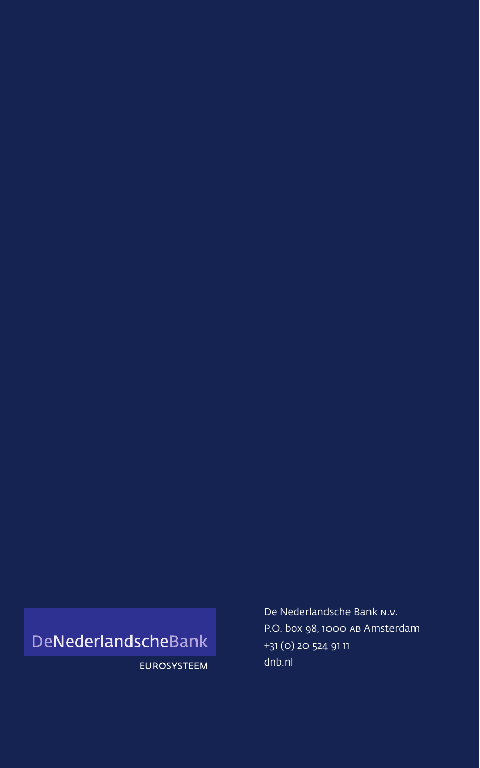DeNederlandscheBank

EUROSYSTEEM

De Nederlandsche Bank N.V.
P.O. box 98, 1000 AB Amsterdam
+31 (0) 20 524 91 11
dnb.nl